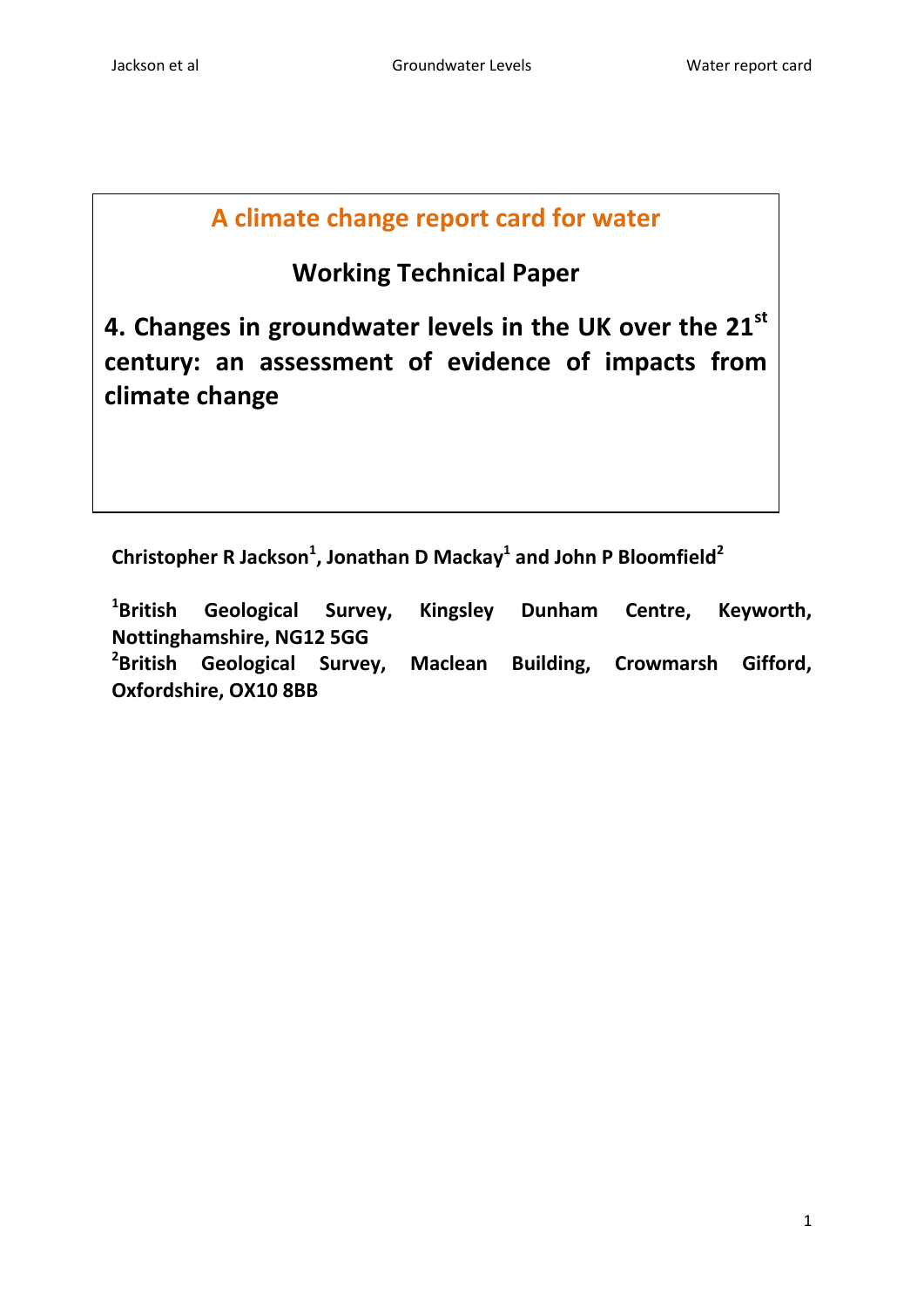# A climate change report card for water

## Working Technical Paper

## 4. Changes in groundwater levels in the UK over the 21st century: an assessment of evidence of impacts from climate change

**Christopher R Jackson[1], Jonathan D Mackay[1] and John P Bloomfield[2]**

**[1]British Geological Survey, Kingsley Dunham Centre, Keyworth, Nottinghamshire, NG12 5GG**
**[2]British Geological Survey, Maclean Building, Crowmarsh Gifford, Oxfordshire, OX10 8BB**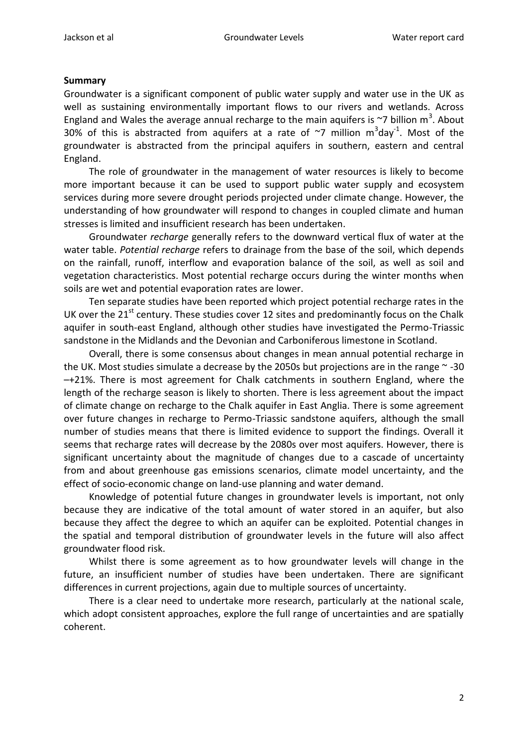**Summary**

Groundwater is a significant component of public water supply and water use in the UK as well as sustaining environmentally important flows to our rivers and wetlands. Across England and Wales the average annual recharge to the main aquifers is ~7 billion $m^3$. About 30% of this is abstracted from aquifers at a rate of ~7 million $m^3 day^{-1}$. Most of the groundwater is abstracted from the principal aquifers in southern, eastern and central England.

The role of groundwater in the management of water resources is likely to become more important because it can be used to support public water supply and ecosystem services during more severe drought periods projected under climate change. However, the understanding of how groundwater will respond to changes in coupled climate and human stresses is limited and insufficient research has been undertaken.

Groundwater *recharge* generally refers to the downward vertical flux of water at the water table. *Potential recharge* refers to drainage from the base of the soil, which depends on the rainfall, runoff, interflow and evaporation balance of the soil, as well as soil and vegetation characteristics. Most potential recharge occurs during the winter months when soils are wet and potential evaporation rates are lower.

Ten separate studies have been reported which project potential recharge rates in the UK over the 21st century. These studies cover 12 sites and predominantly focus on the Chalk aquifer in south-east England, although other studies have investigated the Permo-Triassic sandstone in the Midlands and the Devonian and Carboniferous limestone in Scotland.

Overall, there is some consensus about changes in mean annual potential recharge in the UK. Most studies simulate a decrease by the 2050s but projections are in the range ~ -30 –+21%. There is most agreement for Chalk catchments in southern England, where the length of the recharge season is likely to shorten. There is less agreement about the impact of climate change on recharge to the Chalk aquifer in East Anglia. There is some agreement over future changes in recharge to Permo-Triassic sandstone aquifers, although the small number of studies means that there is limited evidence to support the findings. Overall it seems that recharge rates will decrease by the 2080s over most aquifers. However, there is significant uncertainty about the magnitude of changes due to a cascade of uncertainty from and about greenhouse gas emissions scenarios, climate model uncertainty, and the effect of socio-economic change on land-use planning and water demand.

Knowledge of potential future changes in groundwater levels is important, not only because they are indicative of the total amount of water stored in an aquifer, but also because they affect the degree to which an aquifer can be exploited. Potential changes in the spatial and temporal distribution of groundwater levels in the future will also affect groundwater flood risk.

Whilst there is some agreement as to how groundwater levels will change in the future, an insufficient number of studies have been undertaken. There are significant differences in current projections, again due to multiple sources of uncertainty.

There is a clear need to undertake more research, particularly at the national scale, which adopt consistent approaches, explore the full range of uncertainties and are spatially coherent.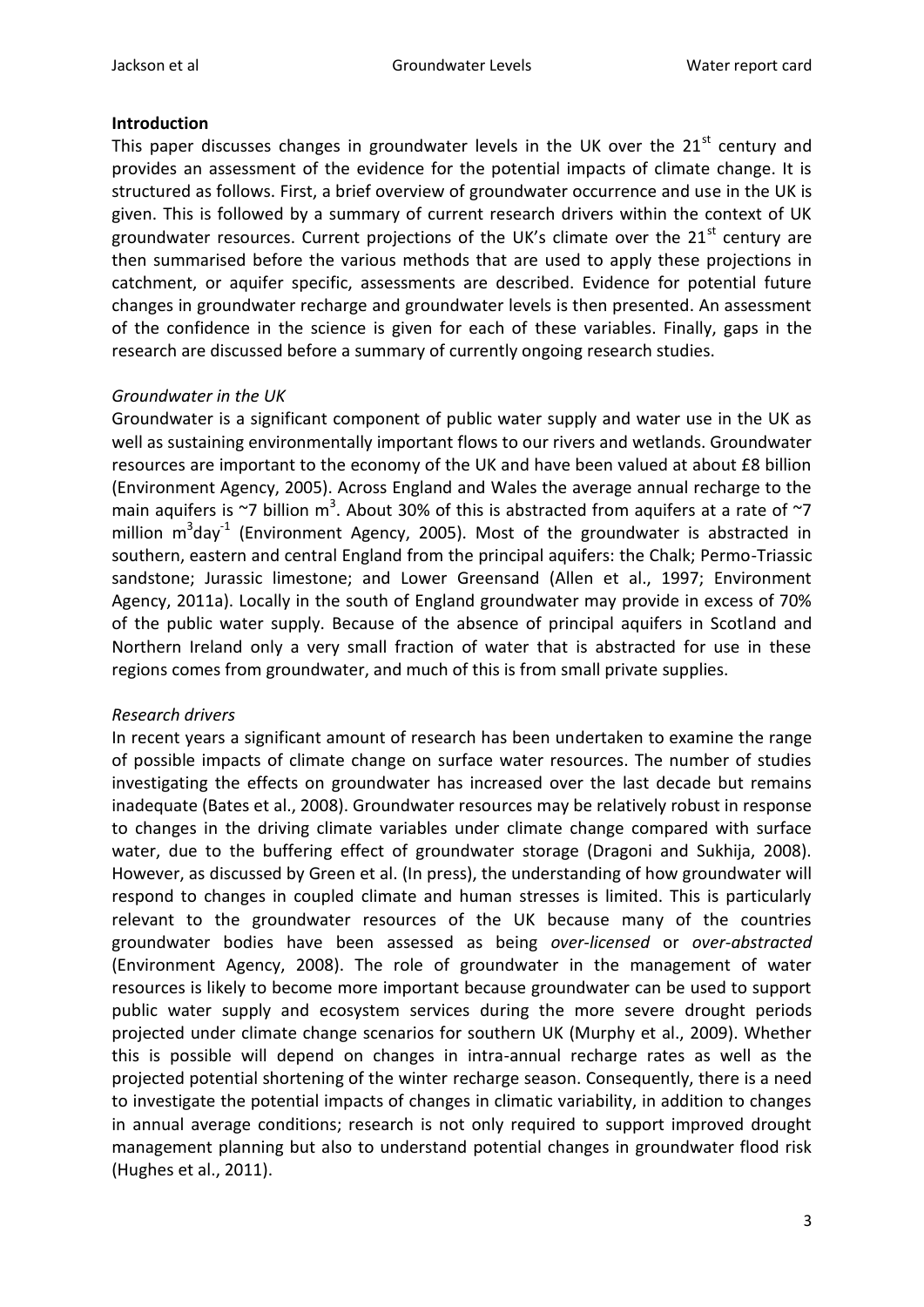## Introduction

This paper discusses changes in groundwater levels in the UK over the 21$^{st}$ century and provides an assessment of the evidence for the potential impacts of climate change. It is structured as follows. First, a brief overview of groundwater occurrence and use in the UK is given. This is followed by a summary of current research drivers within the context of UK groundwater resources. Current projections of the UK's climate over the 21$^{st}$ century are then summarised before the various methods that are used to apply these projections in catchment, or aquifer specific, assessments are described. Evidence for potential future changes in groundwater recharge and groundwater levels is then presented. An assessment of the confidence in the science is given for each of these variables. Finally, gaps in the research are discussed before a summary of currently ongoing research studies.

### *Groundwater in the UK*

Groundwater is a significant component of public water supply and water use in the UK as well as sustaining environmentally important flows to our rivers and wetlands. Groundwater resources are important to the economy of the UK and have been valued at about £8 billion (Environment Agency, 2005). Across England and Wales the average annual recharge to the main aquifers is ~7 billion m$^3$. About 30% of this is abstracted from aquifers at a rate of ~7 million m$^3$day$^{-1}$ (Environment Agency, 2005). Most of the groundwater is abstracted in southern, eastern and central England from the principal aquifers: the Chalk; Permo-Triassic sandstone; Jurassic limestone; and Lower Greensand (Allen et al., 1997; Environment Agency, 2011a). Locally in the south of England groundwater may provide in excess of 70% of the public water supply. Because of the absence of principal aquifers in Scotland and Northern Ireland only a very small fraction of water that is abstracted for use in these regions comes from groundwater, and much of this is from small private supplies.

### *Research drivers*

In recent years a significant amount of research has been undertaken to examine the range of possible impacts of climate change on surface water resources. The number of studies investigating the effects on groundwater has increased over the last decade but remains inadequate (Bates et al., 2008). Groundwater resources may be relatively robust in response to changes in the driving climate variables under climate change compared with surface water, due to the buffering effect of groundwater storage (Dragoni and Sukhija, 2008). However, as discussed by Green et al. (In press), the understanding of how groundwater will respond to changes in coupled climate and human stresses is limited. This is particularly relevant to the groundwater resources of the UK because many of the countries groundwater bodies have been assessed as being *over-licensed* or *over-abstracted* (Environment Agency, 2008). The role of groundwater in the management of water resources is likely to become more important because groundwater can be used to support public water supply and ecosystem services during the more severe drought periods projected under climate change scenarios for southern UK (Murphy et al., 2009). Whether this is possible will depend on changes in intra-annual recharge rates as well as the projected potential shortening of the winter recharge season. Consequently, there is a need to investigate the potential impacts of changes in climatic variability, in addition to changes in annual average conditions; research is not only required to support improved drought management planning but also to understand potential changes in groundwater flood risk (Hughes et al., 2011).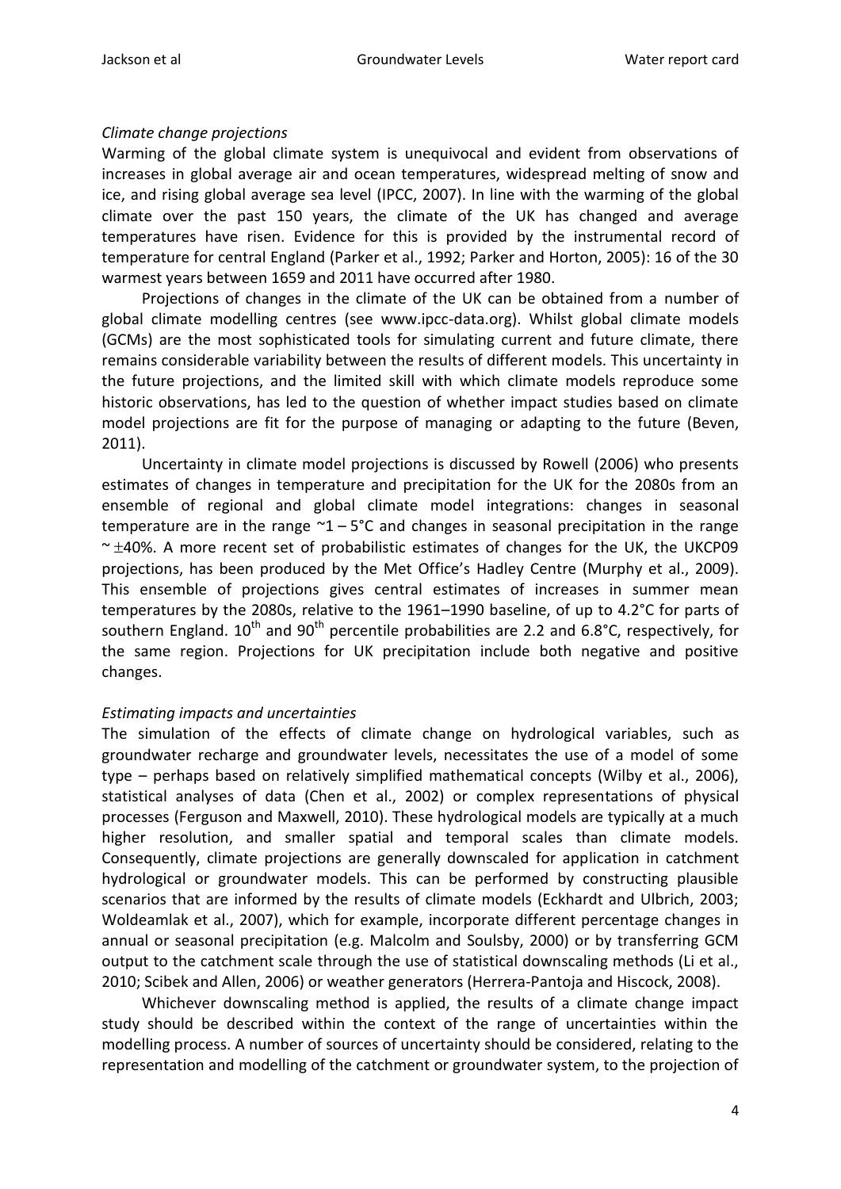*Climate change projections*

Warming of the global climate system is unequivocal and evident from observations of increases in global average air and ocean temperatures, widespread melting of snow and ice, and rising global average sea level (IPCC, 2007). In line with the warming of the global climate over the past 150 years, the climate of the UK has changed and average temperatures have risen. Evidence for this is provided by the instrumental record of temperature for central England (Parker et al., 1992; Parker and Horton, 2005): 16 of the 30 warmest years between 1659 and 2011 have occurred after 1980.

Projections of changes in the climate of the UK can be obtained from a number of global climate modelling centres (see www.ipcc-data.org). Whilst global climate models (GCMs) are the most sophisticated tools for simulating current and future climate, there remains considerable variability between the results of different models. This uncertainty in the future projections, and the limited skill with which climate models reproduce some historic observations, has led to the question of whether impact studies based on climate model projections are fit for the purpose of managing or adapting to the future (Beven, 2011).

Uncertainty in climate model projections is discussed by Rowell (2006) who presents estimates of changes in temperature and precipitation for the UK for the 2080s from an ensemble of regional and global climate model integrations: changes in seasonal temperature are in the range ~1 – 5°C and changes in seasonal precipitation in the range ~ ±40%. A more recent set of probabilistic estimates of changes for the UK, the UKCP09 projections, has been produced by the Met Office's Hadley Centre (Murphy et al., 2009). This ensemble of projections gives central estimates of increases in summer mean temperatures by the 2080s, relative to the 1961–1990 baseline, of up to 4.2°C for parts of southern England. 10th and 90th percentile probabilities are 2.2 and 6.8°C, respectively, for the same region. Projections for UK precipitation include both negative and positive changes.

*Estimating impacts and uncertainties*

The simulation of the effects of climate change on hydrological variables, such as groundwater recharge and groundwater levels, necessitates the use of a model of some type – perhaps based on relatively simplified mathematical concepts (Wilby et al., 2006), statistical analyses of data (Chen et al., 2002) or complex representations of physical processes (Ferguson and Maxwell, 2010). These hydrological models are typically at a much higher resolution, and smaller spatial and temporal scales than climate models. Consequently, climate projections are generally downscaled for application in catchment hydrological or groundwater models. This can be performed by constructing plausible scenarios that are informed by the results of climate models (Eckhardt and Ulbrich, 2003; Woldeamlak et al., 2007), which for example, incorporate different percentage changes in annual or seasonal precipitation (e.g. Malcolm and Soulsby, 2000) or by transferring GCM output to the catchment scale through the use of statistical downscaling methods (Li et al., 2010; Scibek and Allen, 2006) or weather generators (Herrera-Pantoja and Hiscock, 2008).

Whichever downscaling method is applied, the results of a climate change impact study should be described within the context of the range of uncertainties within the modelling process. A number of sources of uncertainty should be considered, relating to the representation and modelling of the catchment or groundwater system, to the projection of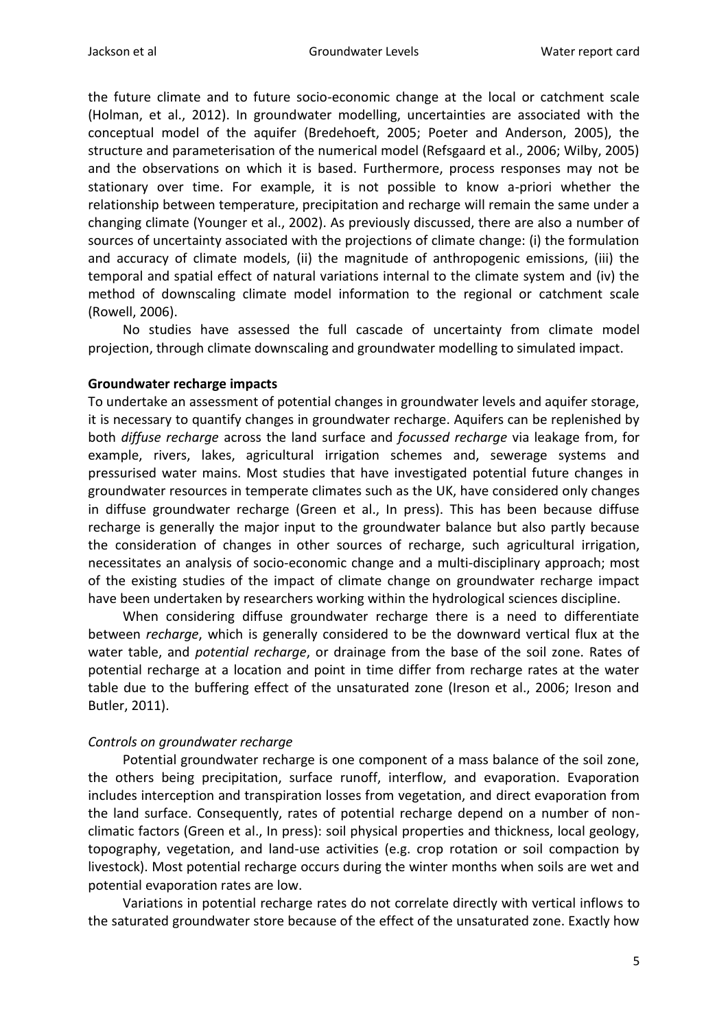the future climate and to future socio-economic change at the local or catchment scale (Holman, et al., 2012). In groundwater modelling, uncertainties are associated with the conceptual model of the aquifer (Bredehoeft, 2005; Poeter and Anderson, 2005), the structure and parameterisation of the numerical model (Refsgaard et al., 2006; Wilby, 2005) and the observations on which it is based. Furthermore, process responses may not be stationary over time. For example, it is not possible to know a-priori whether the relationship between temperature, precipitation and recharge will remain the same under a changing climate (Younger et al., 2002). As previously discussed, there are also a number of sources of uncertainty associated with the projections of climate change: (i) the formulation and accuracy of climate models, (ii) the magnitude of anthropogenic emissions, (iii) the temporal and spatial effect of natural variations internal to the climate system and (iv) the method of downscaling climate model information to the regional or catchment scale (Rowell, 2006).

No studies have assessed the full cascade of uncertainty from climate model projection, through climate downscaling and groundwater modelling to simulated impact.

**Groundwater recharge impacts**

To undertake an assessment of potential changes in groundwater levels and aquifer storage, it is necessary to quantify changes in groundwater recharge. Aquifers can be replenished by both *diffuse recharge* across the land surface and *focussed recharge* via leakage from, for example, rivers, lakes, agricultural irrigation schemes and, sewerage systems and pressurised water mains. Most studies that have investigated potential future changes in groundwater resources in temperate climates such as the UK, have considered only changes in diffuse groundwater recharge (Green et al., In press). This has been because diffuse recharge is generally the major input to the groundwater balance but also partly because the consideration of changes in other sources of recharge, such agricultural irrigation, necessitates an analysis of socio-economic change and a multi-disciplinary approach; most of the existing studies of the impact of climate change on groundwater recharge impact have been undertaken by researchers working within the hydrological sciences discipline.

When considering diffuse groundwater recharge there is a need to differentiate between *recharge*, which is generally considered to be the downward vertical flux at the water table, and *potential recharge*, or drainage from the base of the soil zone. Rates of potential recharge at a location and point in time differ from recharge rates at the water table due to the buffering effect of the unsaturated zone (Ireson et al., 2006; Ireson and Butler, 2011).

*Controls on groundwater recharge*

Potential groundwater recharge is one component of a mass balance of the soil zone, the others being precipitation, surface runoff, interflow, and evaporation. Evaporation includes interception and transpiration losses from vegetation, and direct evaporation from the land surface. Consequently, rates of potential recharge depend on a number of non-climatic factors (Green et al., In press): soil physical properties and thickness, local geology, topography, vegetation, and land-use activities (e.g. crop rotation or soil compaction by livestock). Most potential recharge occurs during the winter months when soils are wet and potential evaporation rates are low.

Variations in potential recharge rates do not correlate directly with vertical inflows to the saturated groundwater store because of the effect of the unsaturated zone. Exactly how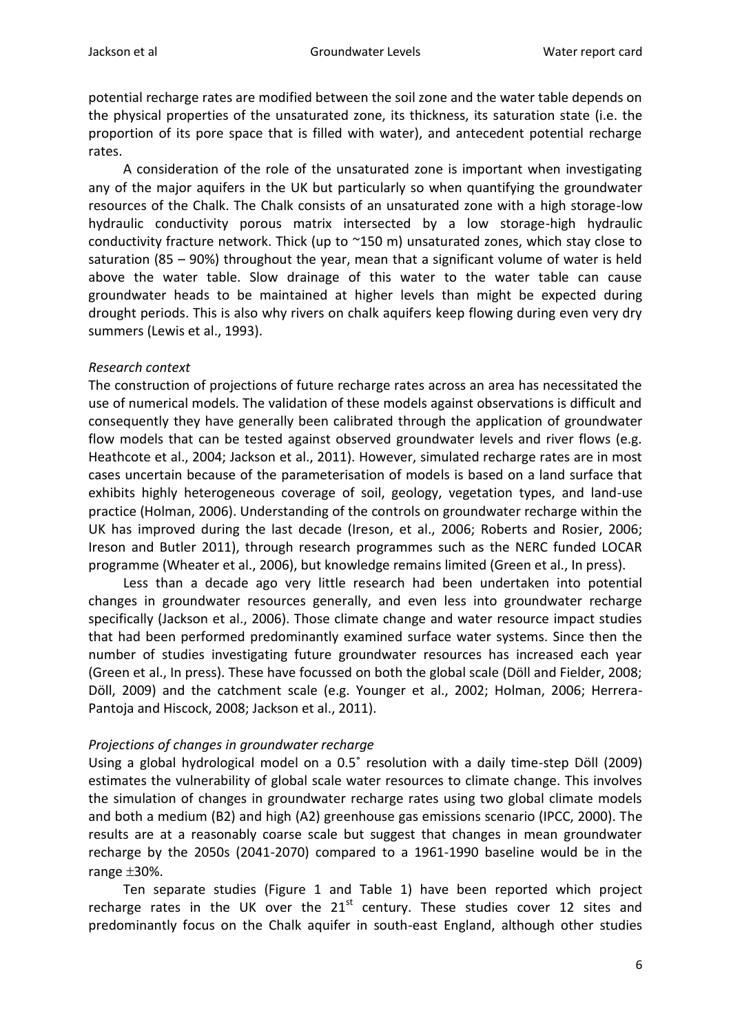potential recharge rates are modified between the soil zone and the water table depends on the physical properties of the unsaturated zone, its thickness, its saturation state (i.e. the proportion of its pore space that is filled with water), and antecedent potential recharge rates.

A consideration of the role of the unsaturated zone is important when investigating any of the major aquifers in the UK but particularly so when quantifying the groundwater resources of the Chalk. The Chalk consists of an unsaturated zone with a high storage-low hydraulic conductivity porous matrix intersected by a low storage-high hydraulic conductivity fracture network. Thick (up to ~150 m) unsaturated zones, which stay close to saturation (85 – 90%) throughout the year, mean that a significant volume of water is held above the water table. Slow drainage of this water to the water table can cause groundwater heads to be maintained at higher levels than might be expected during drought periods. This is also why rivers on chalk aquifers keep flowing during even very dry summers (Lewis et al., 1993).

*Research context*

The construction of projections of future recharge rates across an area has necessitated the use of numerical models. The validation of these models against observations is difficult and consequently they have generally been calibrated through the application of groundwater flow models that can be tested against observed groundwater levels and river flows (e.g. Heathcote et al., 2004; Jackson et al., 2011). However, simulated recharge rates are in most cases uncertain because of the parameterisation of models is based on a land surface that exhibits highly heterogeneous coverage of soil, geology, vegetation types, and land-use practice (Holman, 2006). Understanding of the controls on groundwater recharge within the UK has improved during the last decade (Ireson, et al., 2006; Roberts and Rosier, 2006; Ireson and Butler 2011), through research programmes such as the NERC funded LOCAR programme (Wheater et al., 2006), but knowledge remains limited (Green et al., In press).

Less than a decade ago very little research had been undertaken into potential changes in groundwater resources generally, and even less into groundwater recharge specifically (Jackson et al., 2006). Those climate change and water resource impact studies that had been performed predominantly examined surface water systems. Since then the number of studies investigating future groundwater resources has increased each year (Green et al., In press). These have focussed on both the global scale (Döll and Fielder, 2008; Döll, 2009) and the catchment scale (e.g. Younger et al., 2002; Holman, 2006; Herrera-Pantoja and Hiscock, 2008; Jackson et al., 2011).

*Projections of changes in groundwater recharge*

Using a global hydrological model on a 0.5˚ resolution with a daily time-step Döll (2009) estimates the vulnerability of global scale water resources to climate change. This involves the simulation of changes in groundwater recharge rates using two global climate models and both a medium (B2) and high (A2) greenhouse gas emissions scenario (IPCC, 2000). The results are at a reasonably coarse scale but suggest that changes in mean groundwater recharge by the 2050s (2041-2070) compared to a 1961-1990 baseline would be in the range $\pm$30%.

Ten separate studies (Figure 1 and Table 1) have been reported which project recharge rates in the UK over the 21$^{st}$ century. These studies cover 12 sites and predominantly focus on the Chalk aquifer in south-east England, although other studies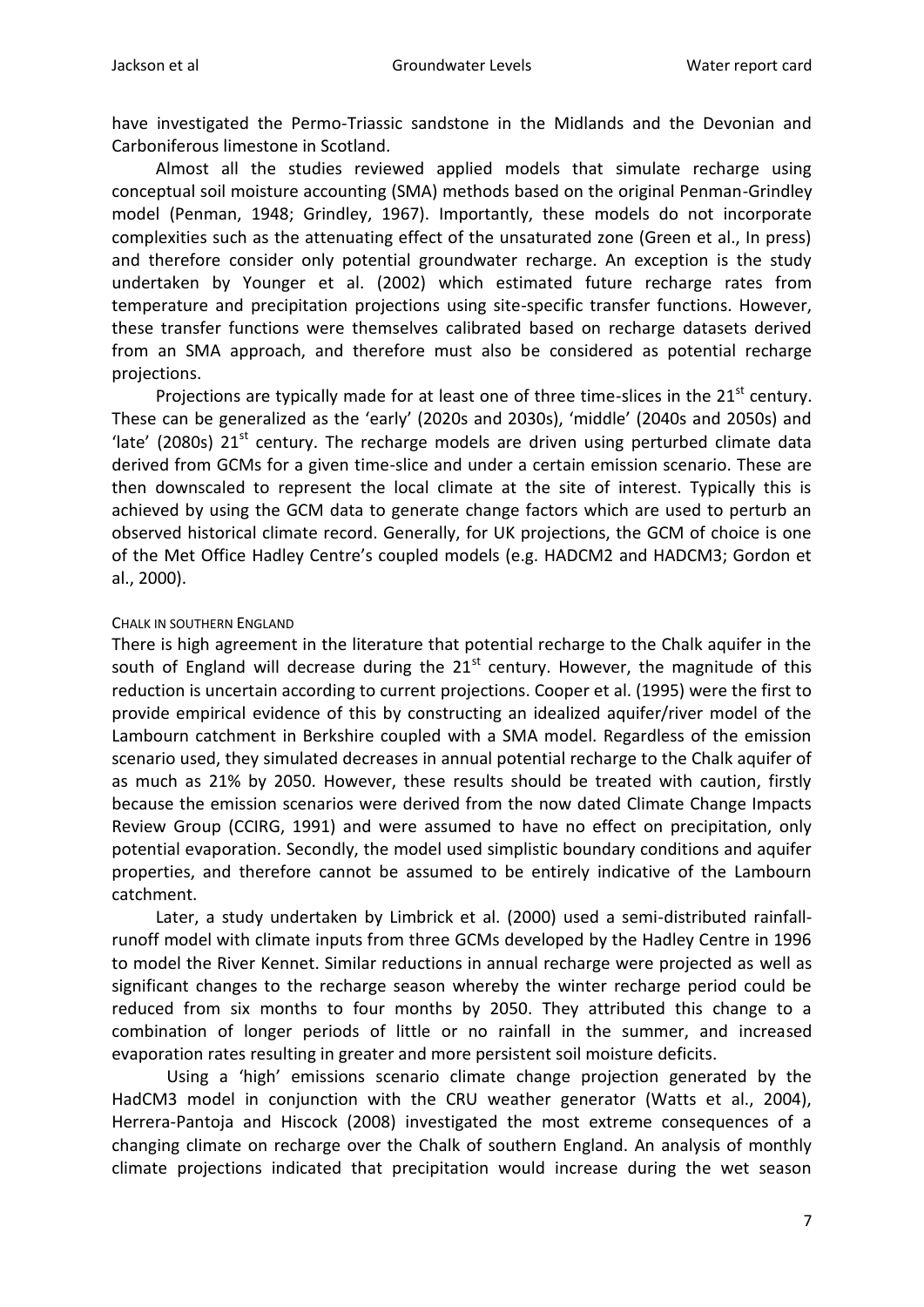have investigated the Permo-Triassic sandstone in the Midlands and the Devonian and Carboniferous limestone in Scotland.

Almost all the studies reviewed applied models that simulate recharge using conceptual soil moisture accounting (SMA) methods based on the original Penman-Grindley model (Penman, 1948; Grindley, 1967). Importantly, these models do not incorporate complexities such as the attenuating effect of the unsaturated zone (Green et al., In press) and therefore consider only potential groundwater recharge. An exception is the study undertaken by Younger et al. (2002) which estimated future recharge rates from temperature and precipitation projections using site-specific transfer functions. However, these transfer functions were themselves calibrated based on recharge datasets derived from an SMA approach, and therefore must also be considered as potential recharge projections.

Projections are typically made for at least one of three time-slices in the 21st century. These can be generalized as the 'early' (2020s and 2030s), 'middle' (2040s and 2050s) and 'late' (2080s) 21st century. The recharge models are driven using perturbed climate data derived from GCMs for a given time-slice and under a certain emission scenario. These are then downscaled to represent the local climate at the site of interest. Typically this is achieved by using the GCM data to generate change factors which are used to perturb an observed historical climate record. Generally, for UK projections, the GCM of choice is one of the Met Office Hadley Centre's coupled models (e.g. HADCM2 and HADCM3; Gordon et al., 2000).

### CHALK IN SOUTHERN ENGLAND

There is high agreement in the literature that potential recharge to the Chalk aquifer in the south of England will decrease during the 21st century. However, the magnitude of this reduction is uncertain according to current projections. Cooper et al. (1995) were the first to provide empirical evidence of this by constructing an idealized aquifer/river model of the Lambourn catchment in Berkshire coupled with a SMA model. Regardless of the emission scenario used, they simulated decreases in annual potential recharge to the Chalk aquifer of as much as 21% by 2050. However, these results should be treated with caution, firstly because the emission scenarios were derived from the now dated Climate Change Impacts Review Group (CCIRG, 1991) and were assumed to have no effect on precipitation, only potential evaporation. Secondly, the model used simplistic boundary conditions and aquifer properties, and therefore cannot be assumed to be entirely indicative of the Lambourn catchment.

Later, a study undertaken by Limbrick et al. (2000) used a semi-distributed rainfall-runoff model with climate inputs from three GCMs developed by the Hadley Centre in 1996 to model the River Kennet. Similar reductions in annual recharge were projected as well as significant changes to the recharge season whereby the winter recharge period could be reduced from six months to four months by 2050. They attributed this change to a combination of longer periods of little or no rainfall in the summer, and increased evaporation rates resulting in greater and more persistent soil moisture deficits.

Using a 'high' emissions scenario climate change projection generated by the HadCM3 model in conjunction with the CRU weather generator (Watts et al., 2004), Herrera-Pantoja and Hiscock (2008) investigated the most extreme consequences of a changing climate on recharge over the Chalk of southern England. An analysis of monthly climate projections indicated that precipitation would increase during the wet season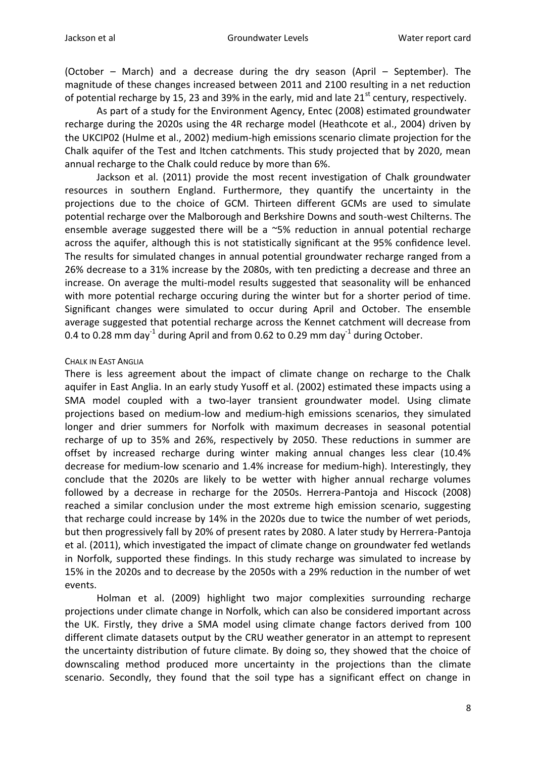(October – March) and a decrease during the dry season (April – September). The magnitude of these changes increased between 2011 and 2100 resulting in a net reduction of potential recharge by 15, 23 and 39% in the early, mid and late 21$^{st}$ century, respectively.

As part of a study for the Environment Agency, Entec (2008) estimated groundwater recharge during the 2020s using the 4R recharge model (Heathcote et al., 2004) driven by the UKCIP02 (Hulme et al., 2002) medium-high emissions scenario climate projection for the Chalk aquifer of the Test and Itchen catchments. This study projected that by 2020, mean annual recharge to the Chalk could reduce by more than 6%.

Jackson et al. (2011) provide the most recent investigation of Chalk groundwater resources in southern England. Furthermore, they quantify the uncertainty in the projections due to the choice of GCM. Thirteen different GCMs are used to simulate potential recharge over the Malborough and Berkshire Downs and south-west Chilterns. The ensemble average suggested there will be a ~5% reduction in annual potential recharge across the aquifer, although this is not statistically significant at the 95% confidence level. The results for simulated changes in annual potential groundwater recharge ranged from a 26% decrease to a 31% increase by the 2080s, with ten predicting a decrease and three an increase. On average the multi-model results suggested that seasonality will be enhanced with more potential recharge occuring during the winter but for a shorter period of time. Significant changes were simulated to occur during April and October. The ensemble average suggested that potential recharge across the Kennet catchment will decrease from 0.4 to 0.28 mm day$^{-1}$ during April and from 0.62 to 0.29 mm day$^{-1}$ during October.

#### Chalk in East Anglia

There is less agreement about the impact of climate change on recharge to the Chalk aquifer in East Anglia. In an early study Yusoff et al. (2002) estimated these impacts using a SMA model coupled with a two-layer transient groundwater model. Using climate projections based on medium-low and medium-high emissions scenarios, they simulated longer and drier summers for Norfolk with maximum decreases in seasonal potential recharge of up to 35% and 26%, respectively by 2050. These reductions in summer are offset by increased recharge during winter making annual changes less clear (10.4% decrease for medium-low scenario and 1.4% increase for medium-high). Interestingly, they conclude that the 2020s are likely to be wetter with higher annual recharge volumes followed by a decrease in recharge for the 2050s. Herrera-Pantoja and Hiscock (2008) reached a similar conclusion under the most extreme high emission scenario, suggesting that recharge could increase by 14% in the 2020s due to twice the number of wet periods, but then progressively fall by 20% of present rates by 2080. A later study by Herrera-Pantoja et al. (2011), which investigated the impact of climate change on groundwater fed wetlands in Norfolk, supported these findings. In this study recharge was simulated to increase by 15% in the 2020s and to decrease by the 2050s with a 29% reduction in the number of wet events.

Holman et al. (2009) highlight two major complexities surrounding recharge projections under climate change in Norfolk, which can also be considered important across the UK. Firstly, they drive a SMA model using climate change factors derived from 100 different climate datasets output by the CRU weather generator in an attempt to represent the uncertainty distribution of future climate. By doing so, they showed that the choice of downscaling method produced more uncertainty in the projections than the climate scenario. Secondly, they found that the soil type has a significant effect on change in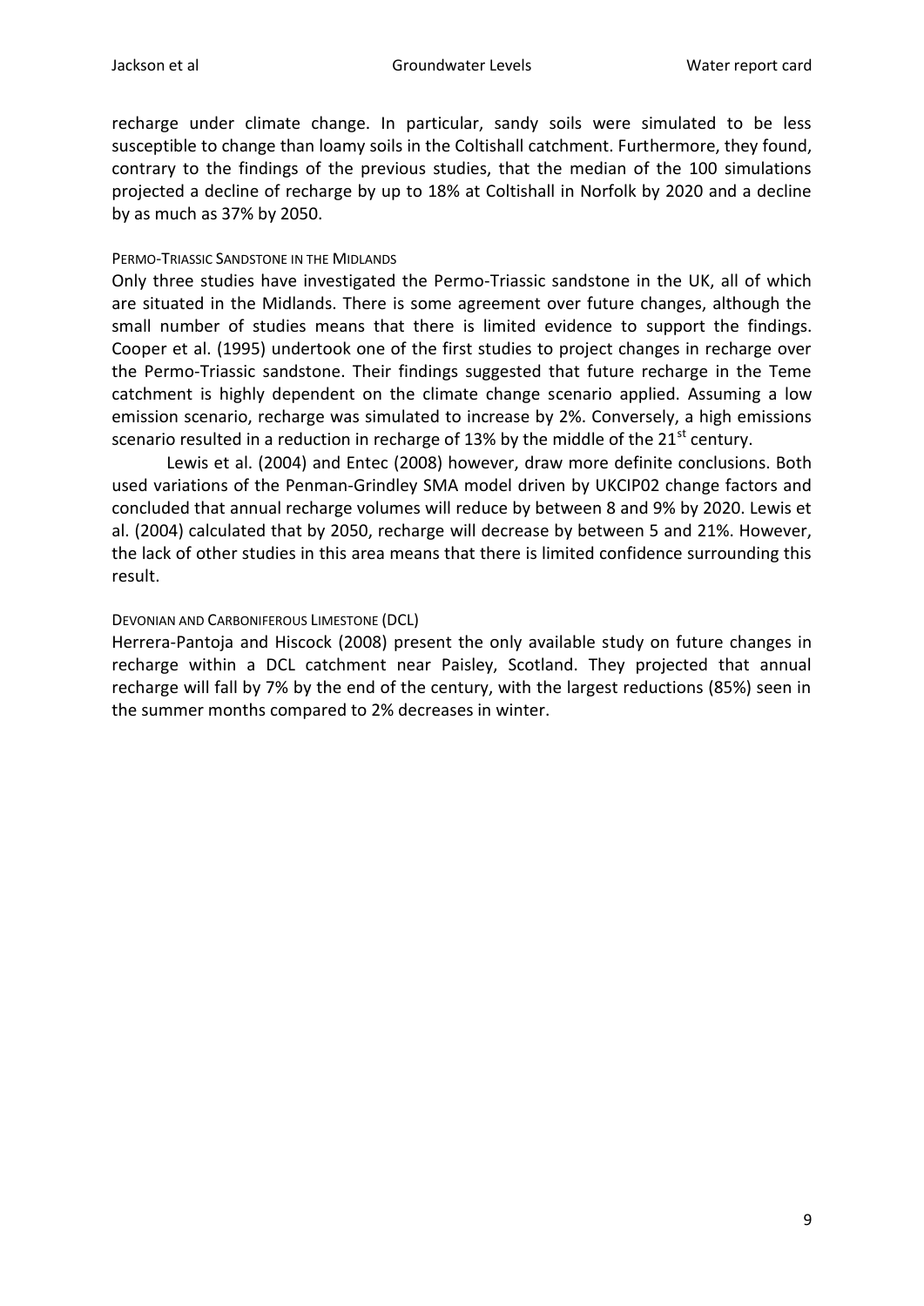recharge under climate change. In particular, sandy soils were simulated to be less susceptible to change than loamy soils in the Coltishall catchment. Furthermore, they found, contrary to the findings of the previous studies, that the median of the 100 simulations projected a decline of recharge by up to 18% at Coltishall in Norfolk by 2020 and a decline by as much as 37% by 2050.

#### PERMO-TRIASSIC SANDSTONE IN THE MIDLANDS

Only three studies have investigated the Permo-Triassic sandstone in the UK, all of which are situated in the Midlands. There is some agreement over future changes, although the small number of studies means that there is limited evidence to support the findings. Cooper et al. (1995) undertook one of the first studies to project changes in recharge over the Permo-Triassic sandstone. Their findings suggested that future recharge in the Teme catchment is highly dependent on the climate change scenario applied. Assuming a low emission scenario, recharge was simulated to increase by 2%. Conversely, a high emissions scenario resulted in a reduction in recharge of 13% by the middle of the 21st century.

Lewis et al. (2004) and Entec (2008) however, draw more definite conclusions. Both used variations of the Penman-Grindley SMA model driven by UKCIP02 change factors and concluded that annual recharge volumes will reduce by between 8 and 9% by 2020. Lewis et al. (2004) calculated that by 2050, recharge will decrease by between 5 and 21%. However, the lack of other studies in this area means that there is limited confidence surrounding this result.

#### DEVONIAN AND CARBONIFEROUS LIMESTONE (DCL)

Herrera-Pantoja and Hiscock (2008) present the only available study on future changes in recharge within a DCL catchment near Paisley, Scotland. They projected that annual recharge will fall by 7% by the end of the century, with the largest reductions (85%) seen in the summer months compared to 2% decreases in winter.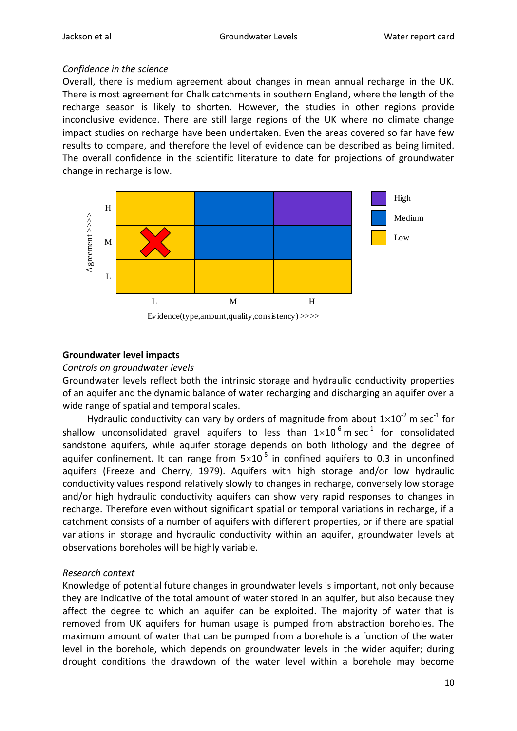*Confidence in the science*

Overall, there is medium agreement about changes in mean annual recharge in the UK. There is most agreement for Chalk catchments in southern England, where the length of the recharge season is likely to shorten. However, the studies in other regions provide inconclusive evidence. There are still large regions of the UK where no climate change impact studies on recharge have been undertaken. Even the areas covered so far have few results to compare, and therefore the level of evidence can be described as being limited. The overall confidence in the scientific literature to date for projections of groundwater change in recharge is low.

**Groundwater level impacts**

*Controls on groundwater levels*

Groundwater levels reflect both the intrinsic storage and hydraulic conductivity properties of an aquifer and the dynamic balance of water recharging and discharging an aquifer over a wide range of spatial and temporal scales.

Hydraulic conductivity can vary by orders of magnitude from about $1\times10^{-2}$ m sec$^{-1}$ for shallow unconsolidated gravel aquifers to less than $1\times10^{-6}$ m sec$^{-1}$ for consolidated sandstone aquifers, while aquifer storage depends on both lithology and the degree of aquifer confinement. It can range from $5\times10^{-5}$ in confined aquifers to 0.3 in unconfined aquifers (Freeze and Cherry, 1979). Aquifers with high storage and/or low hydraulic conductivity values respond relatively slowly to changes in recharge, conversely low storage and/or high hydraulic conductivity aquifers can show very rapid responses to changes in recharge. Therefore even without significant spatial or temporal variations in recharge, if a catchment consists of a number of aquifers with different properties, or if there are spatial variations in storage and hydraulic conductivity within an aquifer, groundwater levels at observations boreholes will be highly variable.

*Research context*

Knowledge of potential future changes in groundwater levels is important, not only because they are indicative of the total amount of water stored in an aquifer, but also because they affect the degree to which an aquifer can be exploited. The majority of water that is removed from UK aquifers for human usage is pumped from abstraction boreholes. The maximum amount of water that can be pumped from a borehole is a function of the water level in the borehole, which depends on groundwater levels in the wider aquifer; during drought conditions the drawdown of the water level within a borehole may become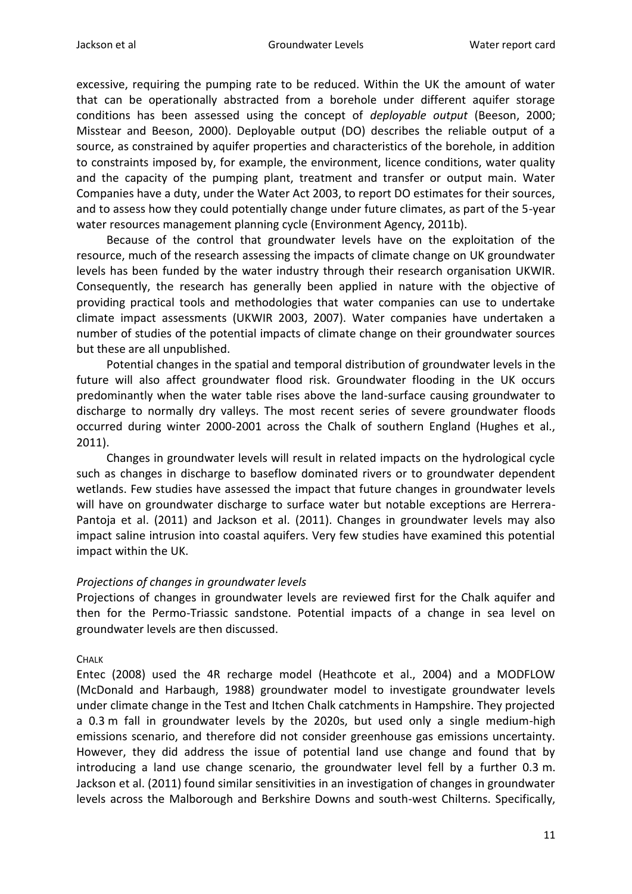excessive, requiring the pumping rate to be reduced. Within the UK the amount of water that can be operationally abstracted from a borehole under different aquifer storage conditions has been assessed using the concept of *deployable output* (Beeson, 2000; Misstear and Beeson, 2000). Deployable output (DO) describes the reliable output of a source, as constrained by aquifer properties and characteristics of the borehole, in addition to constraints imposed by, for example, the environment, licence conditions, water quality and the capacity of the pumping plant, treatment and transfer or output main. Water Companies have a duty, under the Water Act 2003, to report DO estimates for their sources, and to assess how they could potentially change under future climates, as part of the 5-year water resources management planning cycle (Environment Agency, 2011b).

Because of the control that groundwater levels have on the exploitation of the resource, much of the research assessing the impacts of climate change on UK groundwater levels has been funded by the water industry through their research organisation UKWIR. Consequently, the research has generally been applied in nature with the objective of providing practical tools and methodologies that water companies can use to undertake climate impact assessments (UKWIR 2003, 2007). Water companies have undertaken a number of studies of the potential impacts of climate change on their groundwater sources but these are all unpublished.

Potential changes in the spatial and temporal distribution of groundwater levels in the future will also affect groundwater flood risk. Groundwater flooding in the UK occurs predominantly when the water table rises above the land-surface causing groundwater to discharge to normally dry valleys. The most recent series of severe groundwater floods occurred during winter 2000-2001 across the Chalk of southern England (Hughes et al., 2011).

Changes in groundwater levels will result in related impacts on the hydrological cycle such as changes in discharge to baseflow dominated rivers or to groundwater dependent wetlands. Few studies have assessed the impact that future changes in groundwater levels will have on groundwater discharge to surface water but notable exceptions are Herrera-Pantoja et al. (2011) and Jackson et al. (2011). Changes in groundwater levels may also impact saline intrusion into coastal aquifers. Very few studies have examined this potential impact within the UK.

### *Projections of changes in groundwater levels*

Projections of changes in groundwater levels are reviewed first for the Chalk aquifer and then for the Permo-Triassic sandstone. Potential impacts of a change in sea level on groundwater levels are then discussed.

#### CHALK

Entec (2008) used the 4R recharge model (Heathcote et al., 2004) and a MODFLOW (McDonald and Harbaugh, 1988) groundwater model to investigate groundwater levels under climate change in the Test and Itchen Chalk catchments in Hampshire. They projected a 0.3 m fall in groundwater levels by the 2020s, but used only a single medium-high emissions scenario, and therefore did not consider greenhouse gas emissions uncertainty. However, they did address the issue of potential land use change and found that by introducing a land use change scenario, the groundwater level fell by a further 0.3 m. Jackson et al. (2011) found similar sensitivities in an investigation of changes in groundwater levels across the Malborough and Berkshire Downs and south-west Chilterns. Specifically,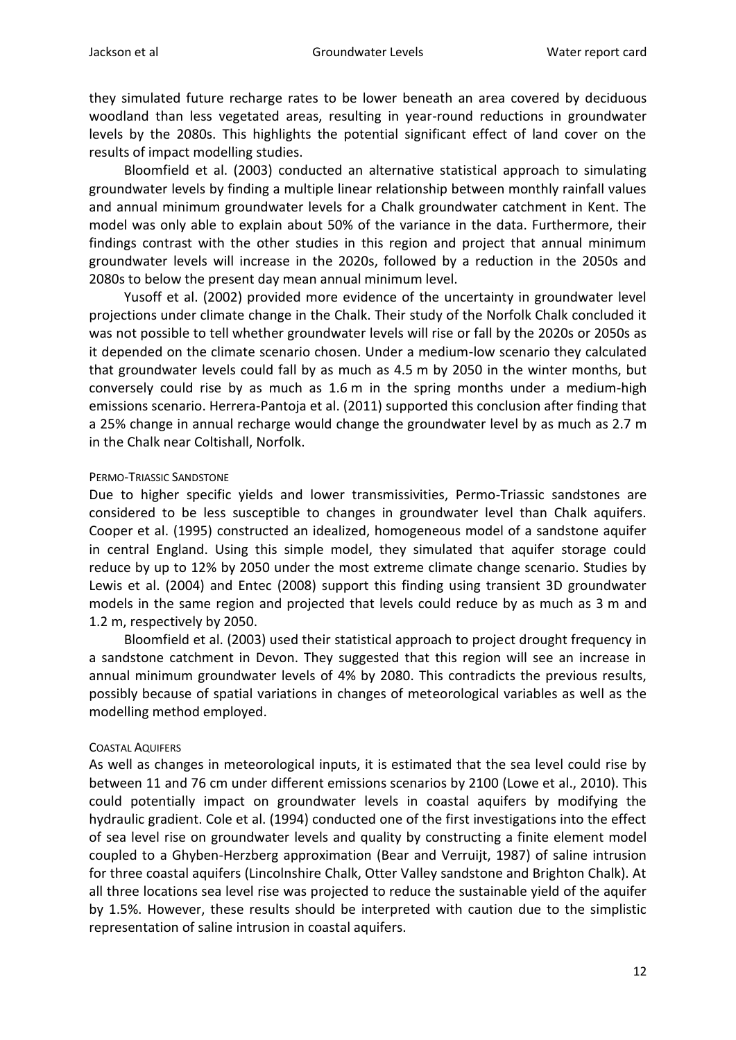they simulated future recharge rates to be lower beneath an area covered by deciduous woodland than less vegetated areas, resulting in year-round reductions in groundwater levels by the 2080s. This highlights the potential significant effect of land cover on the results of impact modelling studies.

Bloomfield et al. (2003) conducted an alternative statistical approach to simulating groundwater levels by finding a multiple linear relationship between monthly rainfall values and annual minimum groundwater levels for a Chalk groundwater catchment in Kent. The model was only able to explain about 50% of the variance in the data. Furthermore, their findings contrast with the other studies in this region and project that annual minimum groundwater levels will increase in the 2020s, followed by a reduction in the 2050s and 2080s to below the present day mean annual minimum level.

Yusoff et al. (2002) provided more evidence of the uncertainty in groundwater level projections under climate change in the Chalk. Their study of the Norfolk Chalk concluded it was not possible to tell whether groundwater levels will rise or fall by the 2020s or 2050s as it depended on the climate scenario chosen. Under a medium-low scenario they calculated that groundwater levels could fall by as much as 4.5 m by 2050 in the winter months, but conversely could rise by as much as 1.6 m in the spring months under a medium-high emissions scenario. Herrera-Pantoja et al. (2011) supported this conclusion after finding that a 25% change in annual recharge would change the groundwater level by as much as 2.7 m in the Chalk near Coltishall, Norfolk.

#### Permo-Triassic Sandstone

Due to higher specific yields and lower transmissivities, Permo-Triassic sandstones are considered to be less susceptible to changes in groundwater level than Chalk aquifers. Cooper et al. (1995) constructed an idealized, homogeneous model of a sandstone aquifer in central England. Using this simple model, they simulated that aquifer storage could reduce by up to 12% by 2050 under the most extreme climate change scenario. Studies by Lewis et al. (2004) and Entec (2008) support this finding using transient 3D groundwater models in the same region and projected that levels could reduce by as much as 3 m and 1.2 m, respectively by 2050.

Bloomfield et al. (2003) used their statistical approach to project drought frequency in a sandstone catchment in Devon. They suggested that this region will see an increase in annual minimum groundwater levels of 4% by 2080. This contradicts the previous results, possibly because of spatial variations in changes of meteorological variables as well as the modelling method employed.

#### Coastal Aquifers

As well as changes in meteorological inputs, it is estimated that the sea level could rise by between 11 and 76 cm under different emissions scenarios by 2100 (Lowe et al., 2010). This could potentially impact on groundwater levels in coastal aquifers by modifying the hydraulic gradient. Cole et al. (1994) conducted one of the first investigations into the effect of sea level rise on groundwater levels and quality by constructing a finite element model coupled to a Ghyben-Herzberg approximation (Bear and Verruijt, 1987) of saline intrusion for three coastal aquifers (Lincolnshire Chalk, Otter Valley sandstone and Brighton Chalk). At all three locations sea level rise was projected to reduce the sustainable yield of the aquifer by 1.5%. However, these results should be interpreted with caution due to the simplistic representation of saline intrusion in coastal aquifers.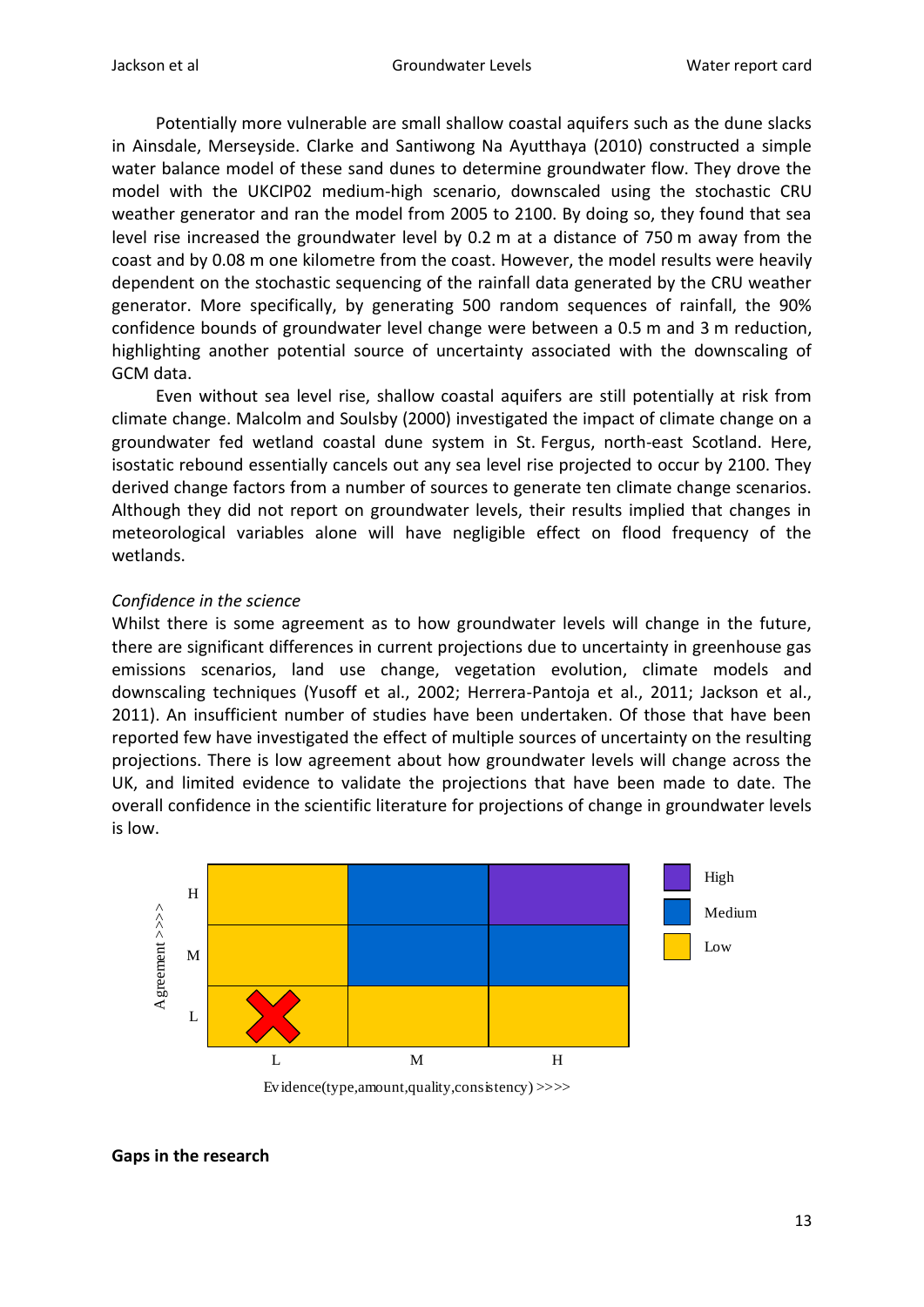Potentially more vulnerable are small shallow coastal aquifers such as the dune slacks in Ainsdale, Merseyside. Clarke and Santiwong Na Ayutthaya (2010) constructed a simple water balance model of these sand dunes to determine groundwater flow. They drove the model with the UKCIP02 medium-high scenario, downscaled using the stochastic CRU weather generator and ran the model from 2005 to 2100. By doing so, they found that sea level rise increased the groundwater level by 0.2 m at a distance of 750 m away from the coast and by 0.08 m one kilometre from the coast. However, the model results were heavily dependent on the stochastic sequencing of the rainfall data generated by the CRU weather generator. More specifically, by generating 500 random sequences of rainfall, the 90% confidence bounds of groundwater level change were between a 0.5 m and 3 m reduction, highlighting another potential source of uncertainty associated with the downscaling of GCM data.

Even without sea level rise, shallow coastal aquifers are still potentially at risk from climate change. Malcolm and Soulsby (2000) investigated the impact of climate change on a groundwater fed wetland coastal dune system in St. Fergus, north-east Scotland. Here, isostatic rebound essentially cancels out any sea level rise projected to occur by 2100. They derived change factors from a number of sources to generate ten climate change scenarios. Although they did not report on groundwater levels, their results implied that changes in meteorological variables alone will have negligible effect on flood frequency of the wetlands.

*Confidence in the science*

Whilst there is some agreement as to how groundwater levels will change in the future, there are significant differences in current projections due to uncertainty in greenhouse gas emissions scenarios, land use change, vegetation evolution, climate models and downscaling techniques (Yusoff et al., 2002; Herrera-Pantoja et al., 2011; Jackson et al., 2011). An insufficient number of studies have been undertaken. Of those that have been reported few have investigated the effect of multiple sources of uncertainty on the resulting projections. There is low agreement about how groundwater levels will change across the UK, and limited evidence to validate the projections that have been made to date. The overall confidence in the scientific literature for projections of change in groundwater levels is low.

| Agreement >>>> | L | M | H |
|---|---|---|---|
| H | Low | Medium | High |
| M | Low | Medium | Medium |
| L | Low (X) | Low | Low |

Evidence(type,amount,quality,consistency) >>>>

**Gaps in the research**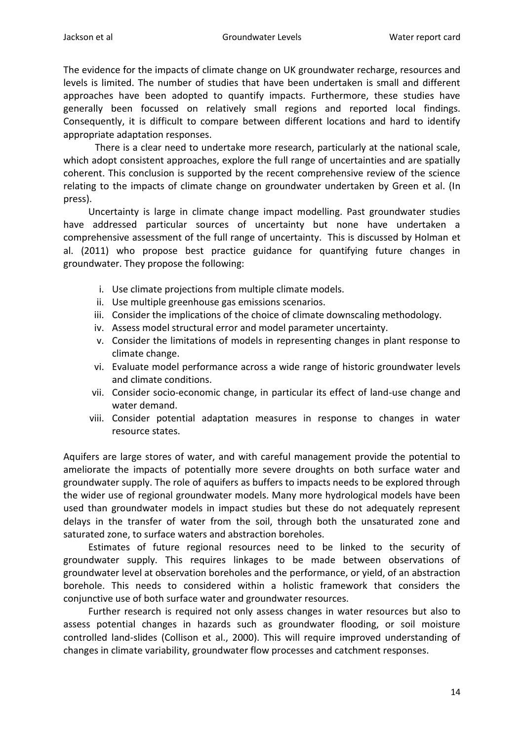The evidence for the impacts of climate change on UK groundwater recharge, resources and levels is limited. The number of studies that have been undertaken is small and different approaches have been adopted to quantify impacts. Furthermore, these studies have generally been focussed on relatively small regions and reported local findings. Consequently, it is difficult to compare between different locations and hard to identify appropriate adaptation responses.

There is a clear need to undertake more research, particularly at the national scale, which adopt consistent approaches, explore the full range of uncertainties and are spatially coherent. This conclusion is supported by the recent comprehensive review of the science relating to the impacts of climate change on groundwater undertaken by Green et al. (In press).

Uncertainty is large in climate change impact modelling. Past groundwater studies have addressed particular sources of uncertainty but none have undertaken a comprehensive assessment of the full range of uncertainty. This is discussed by Holman et al. (2011) who propose best practice guidance for quantifying future changes in groundwater. They propose the following:

i. Use climate projections from multiple climate models.
ii. Use multiple greenhouse gas emissions scenarios.
iii. Consider the implications of the choice of climate downscaling methodology.
iv. Assess model structural error and model parameter uncertainty.
v. Consider the limitations of models in representing changes in plant response to climate change.
vi. Evaluate model performance across a wide range of historic groundwater levels and climate conditions.
vii. Consider socio-economic change, in particular its effect of land-use change and water demand.
viii. Consider potential adaptation measures in response to changes in water resource states.

Aquifers are large stores of water, and with careful management provide the potential to ameliorate the impacts of potentially more severe droughts on both surface water and groundwater supply. The role of aquifers as buffers to impacts needs to be explored through the wider use of regional groundwater models. Many more hydrological models have been used than groundwater models in impact studies but these do not adequately represent delays in the transfer of water from the soil, through both the unsaturated zone and saturated zone, to surface waters and abstraction boreholes.

Estimates of future regional resources need to be linked to the security of groundwater supply. This requires linkages to be made between observations of groundwater level at observation boreholes and the performance, or yield, of an abstraction borehole. This needs to considered within a holistic framework that considers the conjunctive use of both surface water and groundwater resources.

Further research is required not only assess changes in water resources but also to assess potential changes in hazards such as groundwater flooding, or soil moisture controlled land-slides (Collison et al., 2000). This will require improved understanding of changes in climate variability, groundwater flow processes and catchment responses.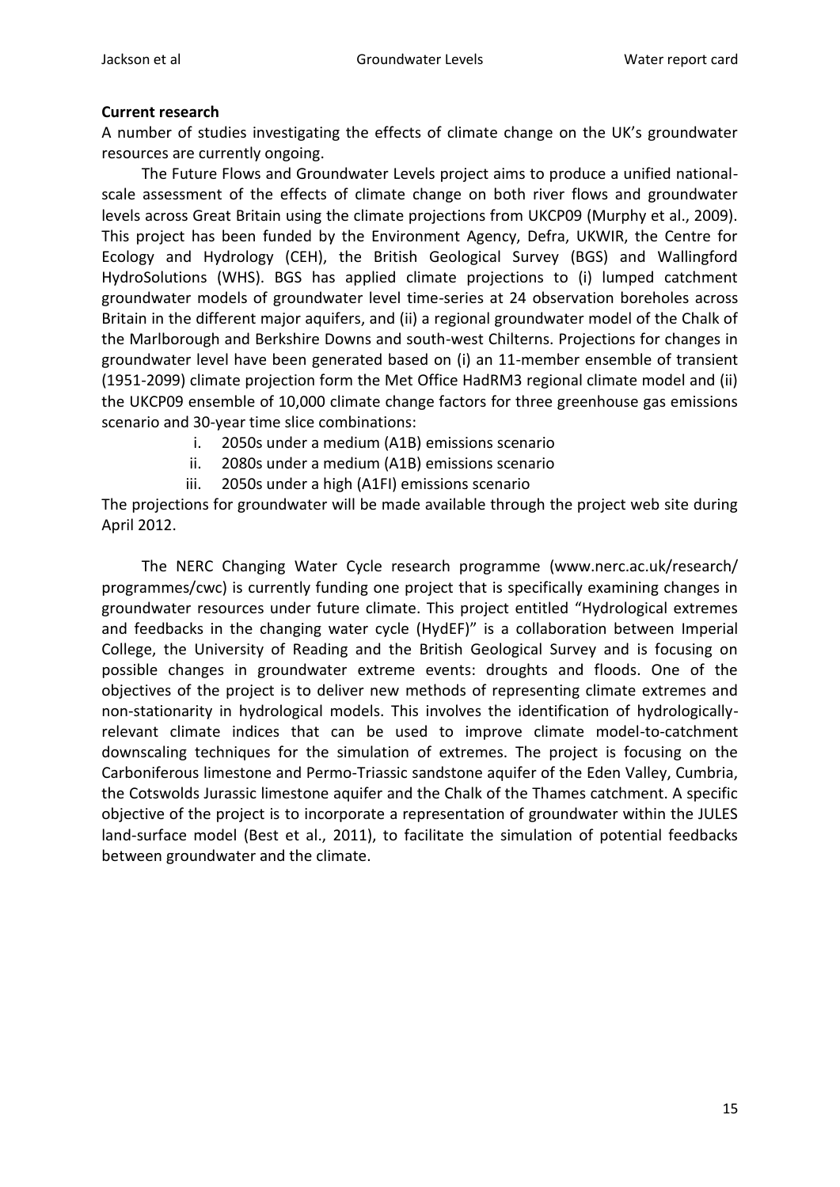**Current research**

A number of studies investigating the effects of climate change on the UK's groundwater resources are currently ongoing.

The Future Flows and Groundwater Levels project aims to produce a unified national-scale assessment of the effects of climate change on both river flows and groundwater levels across Great Britain using the climate projections from UKCP09 (Murphy et al., 2009). This project has been funded by the Environment Agency, Defra, UKWIR, the Centre for Ecology and Hydrology (CEH), the British Geological Survey (BGS) and Wallingford HydroSolutions (WHS). BGS has applied climate projections to (i) lumped catchment groundwater models of groundwater level time-series at 24 observation boreholes across Britain in the different major aquifers, and (ii) a regional groundwater model of the Chalk of the Marlborough and Berkshire Downs and south-west Chilterns. Projections for changes in groundwater level have been generated based on (i) an 11-member ensemble of transient (1951-2099) climate projection form the Met Office HadRM3 regional climate model and (ii) the UKCP09 ensemble of 10,000 climate change factors for three greenhouse gas emissions scenario and 30-year time slice combinations:

i. 2050s under a medium (A1B) emissions scenario
ii. 2080s under a medium (A1B) emissions scenario
iii. 2050s under a high (A1FI) emissions scenario

The projections for groundwater will be made available through the project web site during April 2012.

The NERC Changing Water Cycle research programme (www.nerc.ac.uk/research/programmes/cwc) is currently funding one project that is specifically examining changes in groundwater resources under future climate. This project entitled "Hydrological extremes and feedbacks in the changing water cycle (HydEF)" is a collaboration between Imperial College, the University of Reading and the British Geological Survey and is focusing on possible changes in groundwater extreme events: droughts and floods. One of the objectives of the project is to deliver new methods of representing climate extremes and non-stationarity in hydrological models. This involves the identification of hydrologically-relevant climate indices that can be used to improve climate model-to-catchment downscaling techniques for the simulation of extremes. The project is focusing on the Carboniferous limestone and Permo-Triassic sandstone aquifer of the Eden Valley, Cumbria, the Cotswolds Jurassic limestone aquifer and the Chalk of the Thames catchment. A specific objective of the project is to incorporate a representation of groundwater within the JULES land-surface model (Best et al., 2011), to facilitate the simulation of potential feedbacks between groundwater and the climate.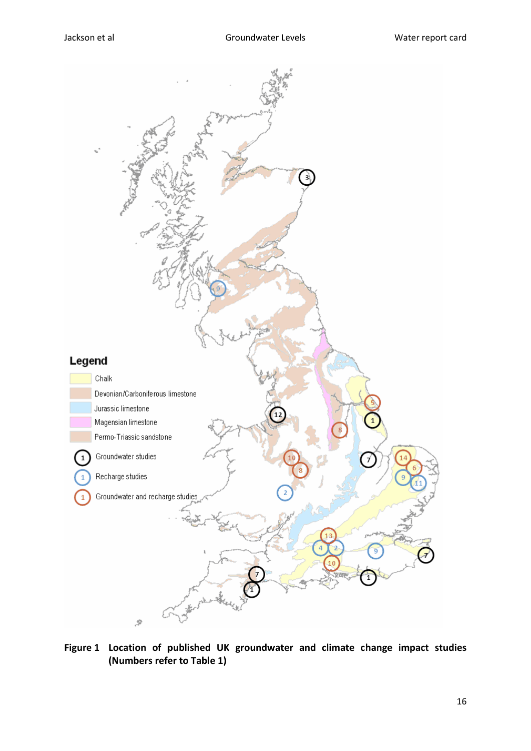**Figure 1 Location of published UK groundwater and climate change impact studies (Numbers refer to Table 1)**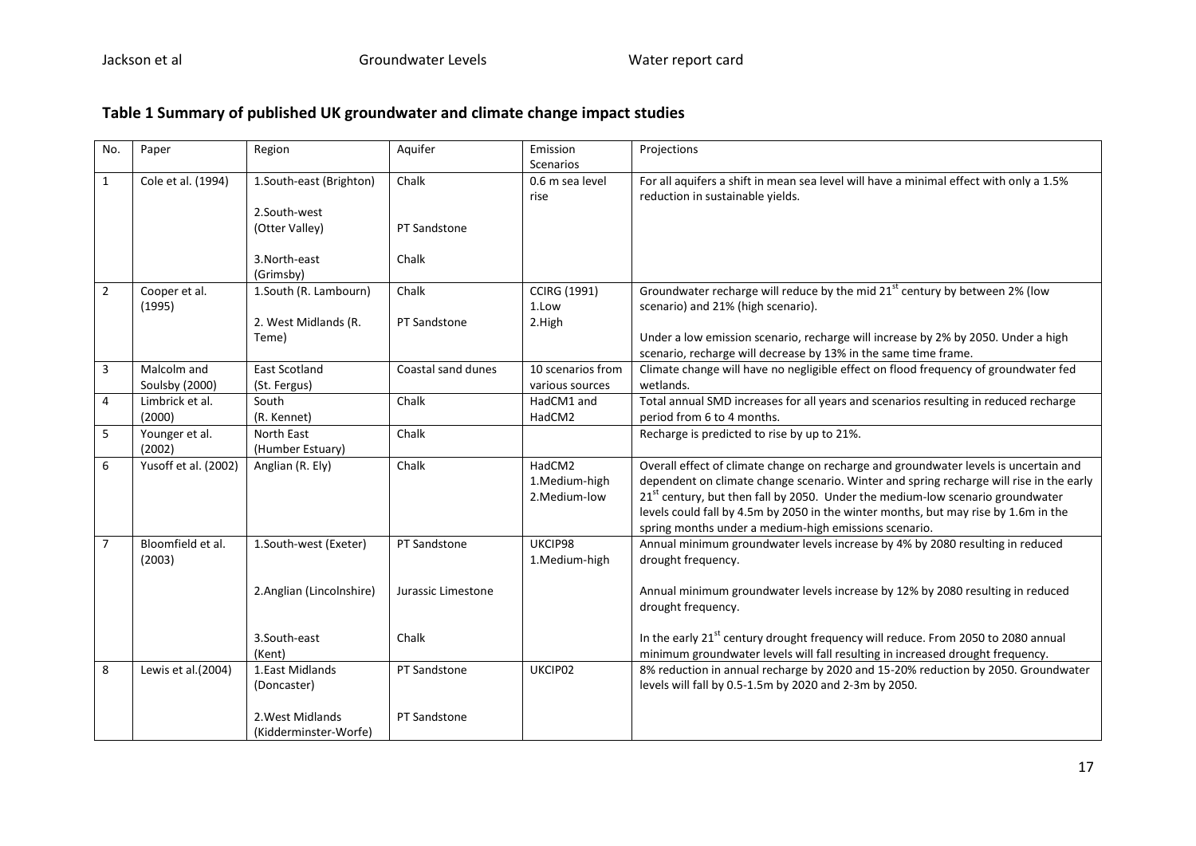## Table 1 Summary of published UK groundwater and climate change impact studies

| No. | Paper | Region | Aquifer | Emission Scenarios | Projections |
|---|---|---|---|---|---|
| 1 | Cole et al. (1994) | 1.South-east (Brighton)<br><br>2.South-west (Otter Valley)<br><br>3.North-east (Grimsby) | Chalk<br><br>PT Sandstone<br><br>Chalk | 0.6 m sea level rise | For all aquifers a shift in mean sea level will have a minimal effect with only a 1.5% reduction in sustainable yields. |
| 2 | Cooper et al. (1995) | 1.South (R. Lambourn)<br><br>2. West Midlands (R. Teme) | Chalk<br><br>PT Sandstone | CCIRG (1991)<br>1.Low<br>2.High | Groundwater recharge will reduce by the mid 21st century by between 2% (low scenario) and 21% (high scenario).<br><br>Under a low emission scenario, recharge will increase by 2% by 2050. Under a high scenario, recharge will decrease by 13% in the same time frame. |
| 3 | Malcolm and Soulsby (2000) | East Scotland (St. Fergus) | Coastal sand dunes | 10 scenarios from various sources | Climate change will have no negligible effect on flood frequency of groundwater fed wetlands. |
| 4 | Limbrick et al. (2000) | South (R. Kennet) | Chalk | HadCM1 and HadCM2 | Total annual SMD increases for all years and scenarios resulting in reduced recharge period from 6 to 4 months. |
| 5 | Younger et al. (2002) | North East (Humber Estuary) | Chalk | | Recharge is predicted to rise by up to 21%. |
| 6 | Yusoff et al. (2002) | Anglian (R. Ely) | Chalk | HadCM2<br>1.Medium-high<br>2.Medium-low | Overall effect of climate change on recharge and groundwater levels is uncertain and dependent on climate change scenario. Winter and spring recharge will rise in the early 21st century, but then fall by 2050. Under the medium-low scenario groundwater levels could fall by 4.5m by 2050 in the winter months, but may rise by 1.6m in the spring months under a medium-high emissions scenario. |
| 7 | Bloomfield et al. (2003) | 1.South-west (Exeter)<br><br>2.Anglian (Lincolnshire)<br><br>3.South-east (Kent) | PT Sandstone<br><br>Jurassic Limestone<br><br>Chalk | UKCIP98<br>1.Medium-high | Annual minimum groundwater levels increase by 4% by 2080 resulting in reduced drought frequency.<br><br>Annual minimum groundwater levels increase by 12% by 2080 resulting in reduced drought frequency.<br><br>In the early 21st century drought frequency will reduce. From 2050 to 2080 annual minimum groundwater levels will fall resulting in increased drought frequency. |
| 8 | Lewis et al.(2004) | 1.East Midlands (Doncaster)<br><br>2.West Midlands (Kidderminster-Worfe) | PT Sandstone<br><br>PT Sandstone | UKCIP02 | 8% reduction in annual recharge by 2020 and 15-20% reduction by 2050. Groundwater levels will fall by 0.5-1.5m by 2020 and 2-3m by 2050. |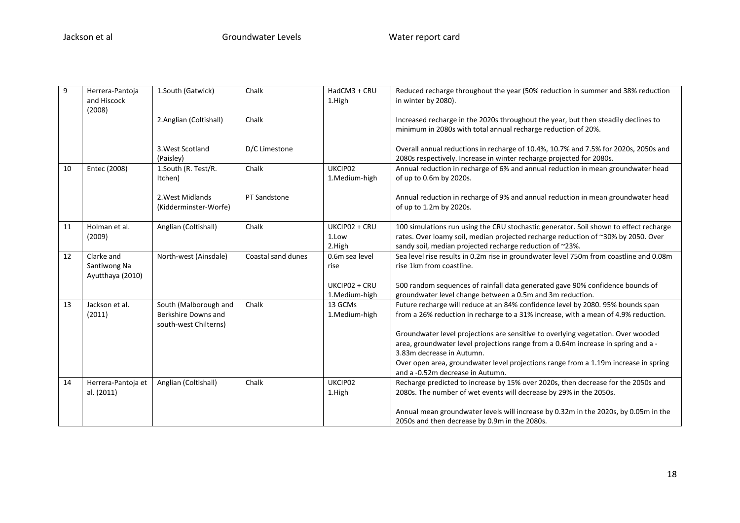| 9 | Herrera-Pantoja and Hiscock (2008) | 1.South (Gatwick) | Chalk | HadCM3 + CRU<br>1.High | Reduced recharge throughout the year (50% reduction in summer and 38% reduction in winter by 2080). |
|---|---|---|---|---|---|
| | | 2.Anglian (Coltishall) | Chalk | | Increased recharge in the 2020s throughout the year, but then steadily declines to minimum in 2080s with total annual recharge reduction of 20%. |
| | | 3.West Scotland (Paisley) | D/C Limestone | | Overall annual reductions in recharge of 10.4%, 10.7% and 7.5% for 2020s, 2050s and 2080s respectively. Increase in winter recharge projected for 2080s. |
| 10 | Entec (2008) | 1.South (R. Test/R. Itchen) | Chalk | UKCIP02<br>1.Medium-high | Annual reduction in recharge of 6% and annual reduction in mean groundwater head of up to 0.6m by 2020s. |
| | | 2.West Midlands (Kidderminster-Worfe) | PT Sandstone | | Annual reduction in recharge of 9% and annual reduction in mean groundwater head of up to 1.2m by 2020s. |
| 11 | Holman et al. (2009) | Anglian (Coltishall) | Chalk | UKCIP02 + CRU<br>1.Low<br>2.High | 100 simulations run using the CRU stochastic generator. Soil shown to effect recharge rates. Over loamy soil, median projected recharge reduction of ~30% by 2050. Over sandy soil, median projected recharge reduction of ~23%. |
| 12 | Clarke and Santiwong Na Ayutthaya (2010) | North-west (Ainsdale) | Coastal sand dunes | 0.6m sea level rise | Sea level rise results in 0.2m rise in groundwater level 750m from coastline and 0.08m rise 1km from coastline. |
| | | | | UKCIP02 + CRU<br>1.Medium-high | 500 random sequences of rainfall data generated gave 90% confidence bounds of groundwater level change between a 0.5m and 3m reduction. |
| 13 | Jackson et al. (2011) | South (Malborough and Berkshire Downs and south-west Chilterns) | Chalk | 13 GCMs<br>1.Medium-high | Future recharge will reduce at an 84% confidence level by 2080. 95% bounds span from a 26% reduction in recharge to a 31% increase, with a mean of 4.9% reduction.<br><br>Groundwater level projections are sensitive to overlying vegetation. Over wooded area, groundwater level projections range from a 0.64m increase in spring and a -3.83m decrease in Autumn.<br>Over open area, groundwater level projections range from a 1.19m increase in spring and a -0.52m decrease in Autumn. |
| 14 | Herrera-Pantoja et al. (2011) | Anglian (Coltishall) | Chalk | UKCIP02<br>1.High | Recharge predicted to increase by 15% over 2020s, then decrease for the 2050s and 2080s. The number of wet events will decrease by 29% in the 2050s.<br><br>Annual mean groundwater levels will increase by 0.32m in the 2020s, by 0.05m in the 2050s and then decrease by 0.9m in the 2080s. |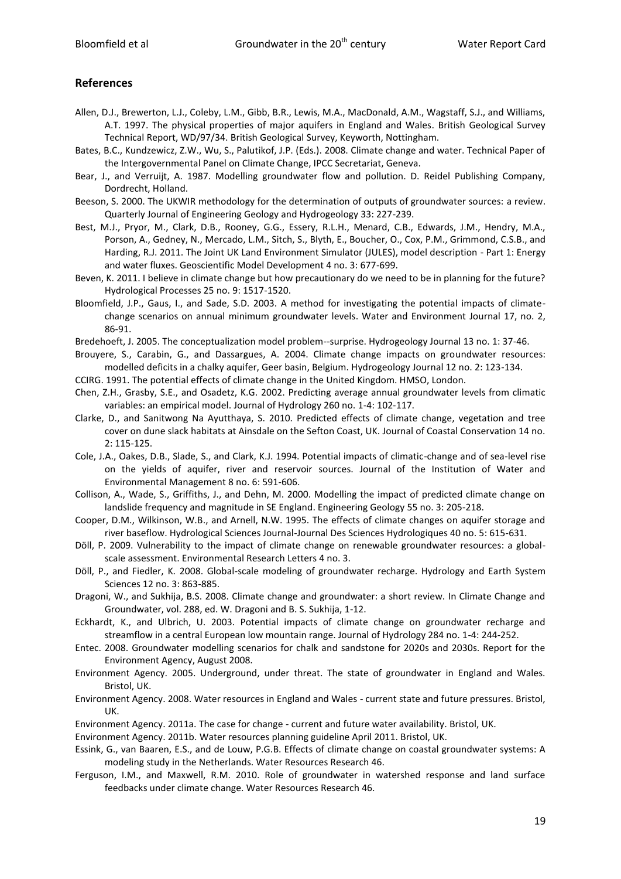## References

Allen, D.J., Brewerton, L.J., Coleby, L.M., Gibb, B.R., Lewis, M.A., MacDonald, A.M., Wagstaff, S.J., and Williams, A.T. 1997. The physical properties of major aquifers in England and Wales. British Geological Survey Technical Report, WD/97/34. British Geological Survey, Keyworth, Nottingham.

Bates, B.C., Kundzewicz, Z.W., Wu, S., Palutikof, J.P. (Eds.). 2008. Climate change and water. Technical Paper of the Intergovernmental Panel on Climate Change, IPCC Secretariat, Geneva.

Bear, J., and Verruijt, A. 1987. Modelling groundwater flow and pollution. D. Reidel Publishing Company, Dordrecht, Holland.

Beeson, S. 2000. The UKWIR methodology for the determination of outputs of groundwater sources: a review. Quarterly Journal of Engineering Geology and Hydrogeology 33: 227-239.

Best, M.J., Pryor, M., Clark, D.B., Rooney, G.G., Essery, R.L.H., Menard, C.B., Edwards, J.M., Hendry, M.A., Porson, A., Gedney, N., Mercado, L.M., Sitch, S., Blyth, E., Boucher, O., Cox, P.M., Grimmond, C.S.B., and Harding, R.J. 2011. The Joint UK Land Environment Simulator (JULES), model description - Part 1: Energy and water fluxes. Geoscientific Model Development 4 no. 3: 677-699.

Beven, K. 2011. I believe in climate change but how precautionary do we need to be in planning for the future? Hydrological Processes 25 no. 9: 1517-1520.

Bloomfield, J.P., Gaus, I., and Sade, S.D. 2003. A method for investigating the potential impacts of climate-change scenarios on annual minimum groundwater levels. Water and Environment Journal 17, no. 2, 86-91.

Bredehoeft, J. 2005. The conceptualization model problem--surprise. Hydrogeology Journal 13 no. 1: 37-46.

Brouyere, S., Carabin, G., and Dassargues, A. 2004. Climate change impacts on groundwater resources: modelled deficits in a chalky aquifer, Geer basin, Belgium. Hydrogeology Journal 12 no. 2: 123-134.

CCIRG. 1991. The potential effects of climate change in the United Kingdom. HMSO, London.

Chen, Z.H., Grasby, S.E., and Osadetz, K.G. 2002. Predicting average annual groundwater levels from climatic variables: an empirical model. Journal of Hydrology 260 no. 1-4: 102-117.

Clarke, D., and Sanitwong Na Ayutthaya, S. 2010. Predicted effects of climate change, vegetation and tree cover on dune slack habitats at Ainsdale on the Sefton Coast, UK. Journal of Coastal Conservation 14 no. 2: 115-125.

Cole, J.A., Oakes, D.B., Slade, S., and Clark, K.J. 1994. Potential impacts of climatic-change and of sea-level rise on the yields of aquifer, river and reservoir sources. Journal of the Institution of Water and Environmental Management 8 no. 6: 591-606.

Collison, A., Wade, S., Griffiths, J., and Dehn, M. 2000. Modelling the impact of predicted climate change on landslide frequency and magnitude in SE England. Engineering Geology 55 no. 3: 205-218.

Cooper, D.M., Wilkinson, W.B., and Arnell, N.W. 1995. The effects of climate changes on aquifer storage and river baseflow. Hydrological Sciences Journal-Journal Des Sciences Hydrologiques 40 no. 5: 615-631.

Döll, P. 2009. Vulnerability to the impact of climate change on renewable groundwater resources: a global-scale assessment. Environmental Research Letters 4 no. 3.

Döll, P., and Fiedler, K. 2008. Global-scale modeling of groundwater recharge. Hydrology and Earth System Sciences 12 no. 3: 863-885.

Dragoni, W., and Sukhija, B.S. 2008. Climate change and groundwater: a short review. In Climate Change and Groundwater, vol. 288, ed. W. Dragoni and B. S. Sukhija, 1-12.

Eckhardt, K., and Ulbrich, U. 2003. Potential impacts of climate change on groundwater recharge and streamflow in a central European low mountain range. Journal of Hydrology 284 no. 1-4: 244-252.

Entec. 2008. Groundwater modelling scenarios for chalk and sandstone for 2020s and 2030s. Report for the Environment Agency, August 2008.

Environment Agency. 2005. Underground, under threat. The state of groundwater in England and Wales. Bristol, UK.

Environment Agency. 2008. Water resources in England and Wales - current state and future pressures. Bristol, UK.

Environment Agency. 2011a. The case for change - current and future water availability. Bristol, UK.

Environment Agency. 2011b. Water resources planning guideline April 2011. Bristol, UK.

Essink, G., van Baaren, E.S., and de Louw, P.G.B. Effects of climate change on coastal groundwater systems: A modeling study in the Netherlands. Water Resources Research 46.

Ferguson, I.M., and Maxwell, R.M. 2010. Role of groundwater in watershed response and land surface feedbacks under climate change. Water Resources Research 46.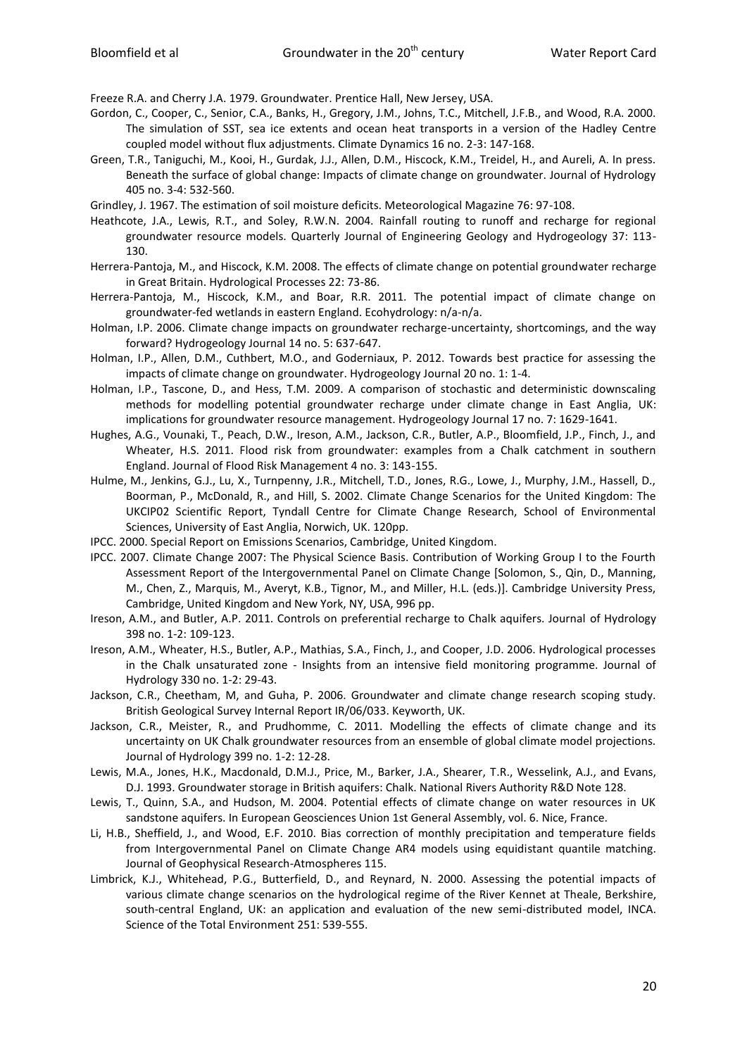Freeze R.A. and Cherry J.A. 1979. Groundwater. Prentice Hall, New Jersey, USA.

Gordon, C., Cooper, C., Senior, C.A., Banks, H., Gregory, J.M., Johns, T.C., Mitchell, J.F.B., and Wood, R.A. 2000. The simulation of SST, sea ice extents and ocean heat transports in a version of the Hadley Centre coupled model without flux adjustments. Climate Dynamics 16 no. 2-3: 147-168.

Green, T.R., Taniguchi, M., Kooi, H., Gurdak, J.J., Allen, D.M., Hiscock, K.M., Treidel, H., and Aureli, A. In press. Beneath the surface of global change: Impacts of climate change on groundwater. Journal of Hydrology 405 no. 3-4: 532-560.

Grindley, J. 1967. The estimation of soil moisture deficits. Meteorological Magazine 76: 97-108.

Heathcote, J.A., Lewis, R.T., and Soley, R.W.N. 2004. Rainfall routing to runoff and recharge for regional groundwater resource models. Quarterly Journal of Engineering Geology and Hydrogeology 37: 113-130.

Herrera-Pantoja, M., and Hiscock, K.M. 2008. The effects of climate change on potential groundwater recharge in Great Britain. Hydrological Processes 22: 73-86.

Herrera-Pantoja, M., Hiscock, K.M., and Boar, R.R. 2011. The potential impact of climate change on groundwater-fed wetlands in eastern England. Ecohydrology: n/a-n/a.

Holman, I.P. 2006. Climate change impacts on groundwater recharge-uncertainty, shortcomings, and the way forward? Hydrogeology Journal 14 no. 5: 637-647.

Holman, I.P., Allen, D.M., Cuthbert, M.O., and Goderniaux, P. 2012. Towards best practice for assessing the impacts of climate change on groundwater. Hydrogeology Journal 20 no. 1: 1-4.

Holman, I.P., Tascone, D., and Hess, T.M. 2009. A comparison of stochastic and deterministic downscaling methods for modelling potential groundwater recharge under climate change in East Anglia, UK: implications for groundwater resource management. Hydrogeology Journal 17 no. 7: 1629-1641.

Hughes, A.G., Vounaki, T., Peach, D.W., Ireson, A.M., Jackson, C.R., Butler, A.P., Bloomfield, J.P., Finch, J., and Wheater, H.S. 2011. Flood risk from groundwater: examples from a Chalk catchment in southern England. Journal of Flood Risk Management 4 no. 3: 143-155.

Hulme, M., Jenkins, G.J., Lu, X., Turnpenny, J.R., Mitchell, T.D., Jones, R.G., Lowe, J., Murphy, J.M., Hassell, D., Boorman, P., McDonald, R., and Hill, S. 2002. Climate Change Scenarios for the United Kingdom: The UKCIP02 Scientific Report, Tyndall Centre for Climate Change Research, School of Environmental Sciences, University of East Anglia, Norwich, UK. 120pp.

IPCC. 2000. Special Report on Emissions Scenarios, Cambridge, United Kingdom.

IPCC. 2007. Climate Change 2007: The Physical Science Basis. Contribution of Working Group I to the Fourth Assessment Report of the Intergovernmental Panel on Climate Change [Solomon, S., Qin, D., Manning, M., Chen, Z., Marquis, M., Averyt, K.B., Tignor, M., and Miller, H.L. (eds.)]. Cambridge University Press, Cambridge, United Kingdom and New York, NY, USA, 996 pp.

Ireson, A.M., and Butler, A.P. 2011. Controls on preferential recharge to Chalk aquifers. Journal of Hydrology 398 no. 1-2: 109-123.

Ireson, A.M., Wheater, H.S., Butler, A.P., Mathias, S.A., Finch, J., and Cooper, J.D. 2006. Hydrological processes in the Chalk unsaturated zone - Insights from an intensive field monitoring programme. Journal of Hydrology 330 no. 1-2: 29-43.

Jackson, C.R., Cheetham, M, and Guha, P. 2006. Groundwater and climate change research scoping study. British Geological Survey Internal Report IR/06/033. Keyworth, UK.

Jackson, C.R., Meister, R., and Prudhomme, C. 2011. Modelling the effects of climate change and its uncertainty on UK Chalk groundwater resources from an ensemble of global climate model projections. Journal of Hydrology 399 no. 1-2: 12-28.

Lewis, M.A., Jones, H.K., Macdonald, D.M.J., Price, M., Barker, J.A., Shearer, T.R., Wesselink, A.J., and Evans, D.J. 1993. Groundwater storage in British aquifers: Chalk. National Rivers Authority R&D Note 128.

Lewis, T., Quinn, S.A., and Hudson, M. 2004. Potential effects of climate change on water resources in UK sandstone aquifers. In European Geosciences Union 1st General Assembly, vol. 6. Nice, France.

Li, H.B., Sheffield, J., and Wood, E.F. 2010. Bias correction of monthly precipitation and temperature fields from Intergovernmental Panel on Climate Change AR4 models using equidistant quantile matching. Journal of Geophysical Research-Atmospheres 115.

Limbrick, K.J., Whitehead, P.G., Butterfield, D., and Reynard, N. 2000. Assessing the potential impacts of various climate change scenarios on the hydrological regime of the River Kennet at Theale, Berkshire, south-central England, UK: an application and evaluation of the new semi-distributed model, INCA. Science of the Total Environment 251: 539-555.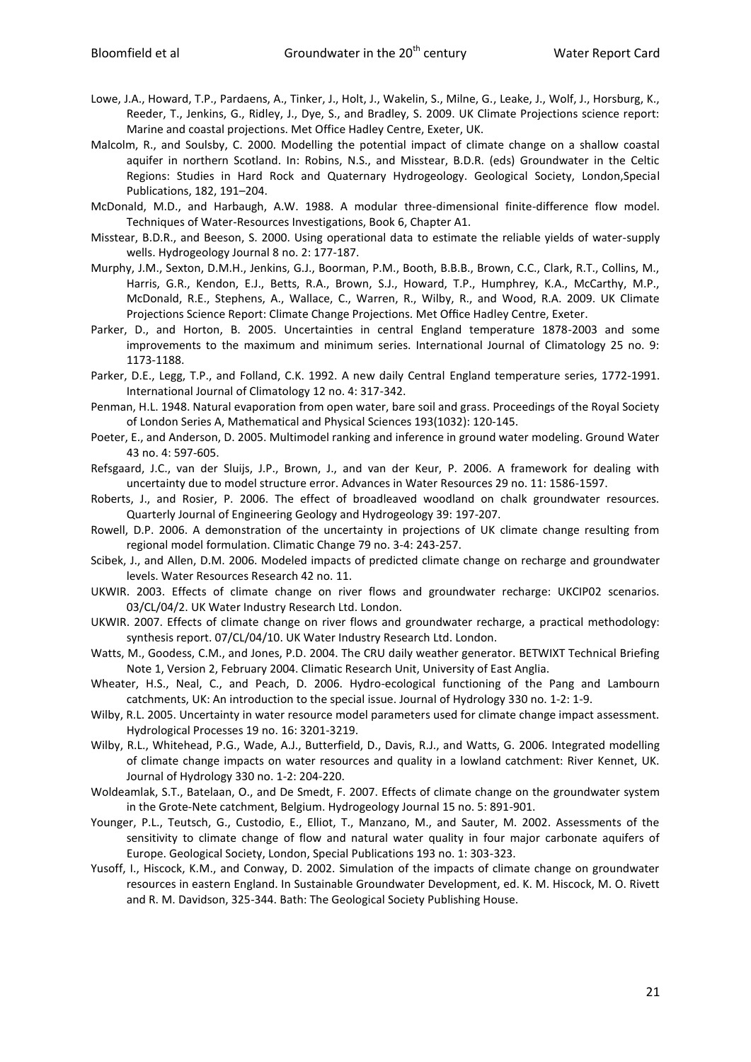Lowe, J.A., Howard, T.P., Pardaens, A., Tinker, J., Holt, J., Wakelin, S., Milne, G., Leake, J., Wolf, J., Horsburg, K., Reeder, T., Jenkins, G., Ridley, J., Dye, S., and Bradley, S. 2009. UK Climate Projections science report: Marine and coastal projections. Met Office Hadley Centre, Exeter, UK.

Malcolm, R., and Soulsby, C. 2000. Modelling the potential impact of climate change on a shallow coastal aquifer in northern Scotland. In: Robins, N.S., and Misstear, B.D.R. (eds) Groundwater in the Celtic Regions: Studies in Hard Rock and Quaternary Hydrogeology. Geological Society, London,Special Publications, 182, 191–204.

McDonald, M.D., and Harbaugh, A.W. 1988. A modular three-dimensional finite-difference flow model. Techniques of Water-Resources Investigations, Book 6, Chapter A1.

Misstear, B.D.R., and Beeson, S. 2000. Using operational data to estimate the reliable yields of water-supply wells. Hydrogeology Journal 8 no. 2: 177-187.

Murphy, J.M., Sexton, D.M.H., Jenkins, G.J., Boorman, P.M., Booth, B.B.B., Brown, C.C., Clark, R.T., Collins, M., Harris, G.R., Kendon, E.J., Betts, R.A., Brown, S.J., Howard, T.P., Humphrey, K.A., McCarthy, M.P., McDonald, R.E., Stephens, A., Wallace, C., Warren, R., Wilby, R., and Wood, R.A. 2009. UK Climate Projections Science Report: Climate Change Projections. Met Office Hadley Centre, Exeter.

Parker, D., and Horton, B. 2005. Uncertainties in central England temperature 1878-2003 and some improvements to the maximum and minimum series. International Journal of Climatology 25 no. 9: 1173-1188.

Parker, D.E., Legg, T.P., and Folland, C.K. 1992. A new daily Central England temperature series, 1772-1991. International Journal of Climatology 12 no. 4: 317-342.

Penman, H.L. 1948. Natural evaporation from open water, bare soil and grass. Proceedings of the Royal Society of London Series A, Mathematical and Physical Sciences 193(1032): 120-145.

Poeter, E., and Anderson, D. 2005. Multimodel ranking and inference in ground water modeling. Ground Water 43 no. 4: 597-605.

Refsgaard, J.C., van der Sluijs, J.P., Brown, J., and van der Keur, P. 2006. A framework for dealing with uncertainty due to model structure error. Advances in Water Resources 29 no. 11: 1586-1597.

Roberts, J., and Rosier, P. 2006. The effect of broadleaved woodland on chalk groundwater resources. Quarterly Journal of Engineering Geology and Hydrogeology 39: 197-207.

Rowell, D.P. 2006. A demonstration of the uncertainty in projections of UK climate change resulting from regional model formulation. Climatic Change 79 no. 3-4: 243-257.

Scibek, J., and Allen, D.M. 2006. Modeled impacts of predicted climate change on recharge and groundwater levels. Water Resources Research 42 no. 11.

UKWIR. 2003. Effects of climate change on river flows and groundwater recharge: UKCIP02 scenarios. 03/CL/04/2. UK Water Industry Research Ltd. London.

UKWIR. 2007. Effects of climate change on river flows and groundwater recharge, a practical methodology: synthesis report. 07/CL/04/10. UK Water Industry Research Ltd. London.

Watts, M., Goodess, C.M., and Jones, P.D. 2004. The CRU daily weather generator. BETWIXT Technical Briefing Note 1, Version 2, February 2004. Climatic Research Unit, University of East Anglia.

Wheater, H.S., Neal, C., and Peach, D. 2006. Hydro-ecological functioning of the Pang and Lambourn catchments, UK: An introduction to the special issue. Journal of Hydrology 330 no. 1-2: 1-9.

Wilby, R.L. 2005. Uncertainty in water resource model parameters used for climate change impact assessment. Hydrological Processes 19 no. 16: 3201-3219.

Wilby, R.L., Whitehead, P.G., Wade, A.J., Butterfield, D., Davis, R.J., and Watts, G. 2006. Integrated modelling of climate change impacts on water resources and quality in a lowland catchment: River Kennet, UK. Journal of Hydrology 330 no. 1-2: 204-220.

Woldeamlak, S.T., Batelaan, O., and De Smedt, F. 2007. Effects of climate change on the groundwater system in the Grote-Nete catchment, Belgium. Hydrogeology Journal 15 no. 5: 891-901.

Younger, P.L., Teutsch, G., Custodio, E., Elliot, T., Manzano, M., and Sauter, M. 2002. Assessments of the sensitivity to climate change of flow and natural water quality in four major carbonate aquifers of Europe. Geological Society, London, Special Publications 193 no. 1: 303-323.

Yusoff, I., Hiscock, K.M., and Conway, D. 2002. Simulation of the impacts of climate change on groundwater resources in eastern England. In Sustainable Groundwater Development, ed. K. M. Hiscock, M. O. Rivett and R. M. Davidson, 325-344. Bath: The Geological Society Publishing House.